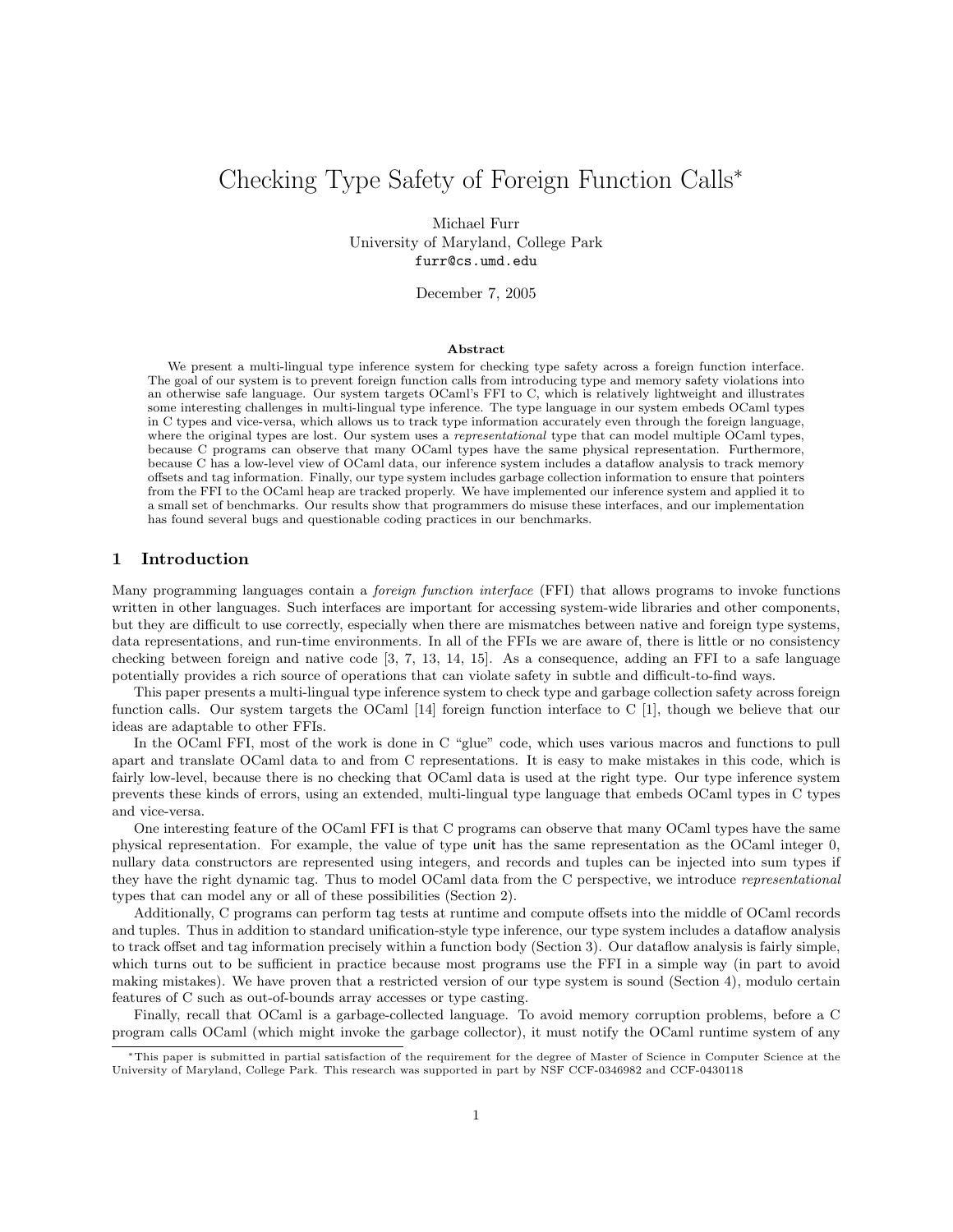# Checking Type Safety of Foreign Function Calls*

Michael Furr
University of Maryland, College Park
furr@cs.umd.edu

December 7, 2005

**Abstract**

We present a multi-lingual type inference system for checking type safety across a foreign function interface. The goal of our system is to prevent foreign function calls from introducing type and memory safety violations into an otherwise safe language. Our system targets OCaml's FFI to C, which is relatively lightweight and illustrates some interesting challenges in multi-lingual type inference. The type language in our system embeds OCaml types in C types and vice-versa, which allows us to track type information accurately even through the foreign language, where the original types are lost. Our system uses a *representational* type that can model multiple OCaml types, because C programs can observe that many OCaml types have the same physical representation. Furthermore, because C has a low-level view of OCaml data, our inference system includes a dataflow analysis to track memory offsets and tag information. Finally, our type system includes garbage collection information to ensure that pointers from the FFI to the OCaml heap are tracked properly. We have implemented our inference system and applied it to a small set of benchmarks. Our results show that programmers do misuse these interfaces, and our implementation has found several bugs and questionable coding practices in our benchmarks.

## 1 Introduction

Many programming languages contain a *foreign function interface* (FFI) that allows programs to invoke functions written in other languages. Such interfaces are important for accessing system-wide libraries and other components, but they are difficult to use correctly, especially when there are mismatches between native and foreign type systems, data representations, and run-time environments. In all of the FFIs we are aware of, there is little or no consistency checking between foreign and native code [3, 7, 13, 14, 15]. As a consequence, adding an FFI to a safe language potentially provides a rich source of operations that can violate safety in subtle and difficult-to-find ways.

This paper presents a multi-lingual type inference system to check type and garbage collection safety across foreign function calls. Our system targets the OCaml [14] foreign function interface to C [1], though we believe that our ideas are adaptable to other FFIs.

In the OCaml FFI, most of the work is done in C "glue" code, which uses various macros and functions to pull apart and translate OCaml data to and from C representations. It is easy to make mistakes in this code, which is fairly low-level, because there is no checking that OCaml data is used at the right type. Our type inference system prevents these kinds of errors, using an extended, multi-lingual type language that embeds OCaml types in C types and vice-versa.

One interesting feature of the OCaml FFI is that C programs can observe that many OCaml types have the same physical representation. For example, the value of type `unit` has the same representation as the OCaml integer 0, nullary data constructors are represented using integers, and records and tuples can be injected into sum types if they have the right dynamic tag. Thus to model OCaml data from the C perspective, we introduce *representational* types that can model any or all of these possibilities (Section 2).

Additionally, C programs can perform tag tests at runtime and compute offsets into the middle of OCaml records and tuples. Thus in addition to standard unification-style type inference, our type system includes a dataflow analysis to track offset and tag information precisely within a function body (Section 3). Our dataflow analysis is fairly simple, which turns out to be sufficient in practice because most programs use the FFI in a simple way (in part to avoid making mistakes). We have proven that a restricted version of our type system is sound (Section 4), modulo certain features of C such as out-of-bounds array accesses or type casting.

Finally, recall that OCaml is a garbage-collected language. To avoid memory corruption problems, before a C program calls OCaml (which might invoke the garbage collector), it must notify the OCaml runtime system of any

*This paper is submitted in partial satisfaction of the requirement for the degree of Master of Science in Computer Science at the University of Maryland, College Park. This research was supported in part by NSF CCF-0346982 and CCF-0430118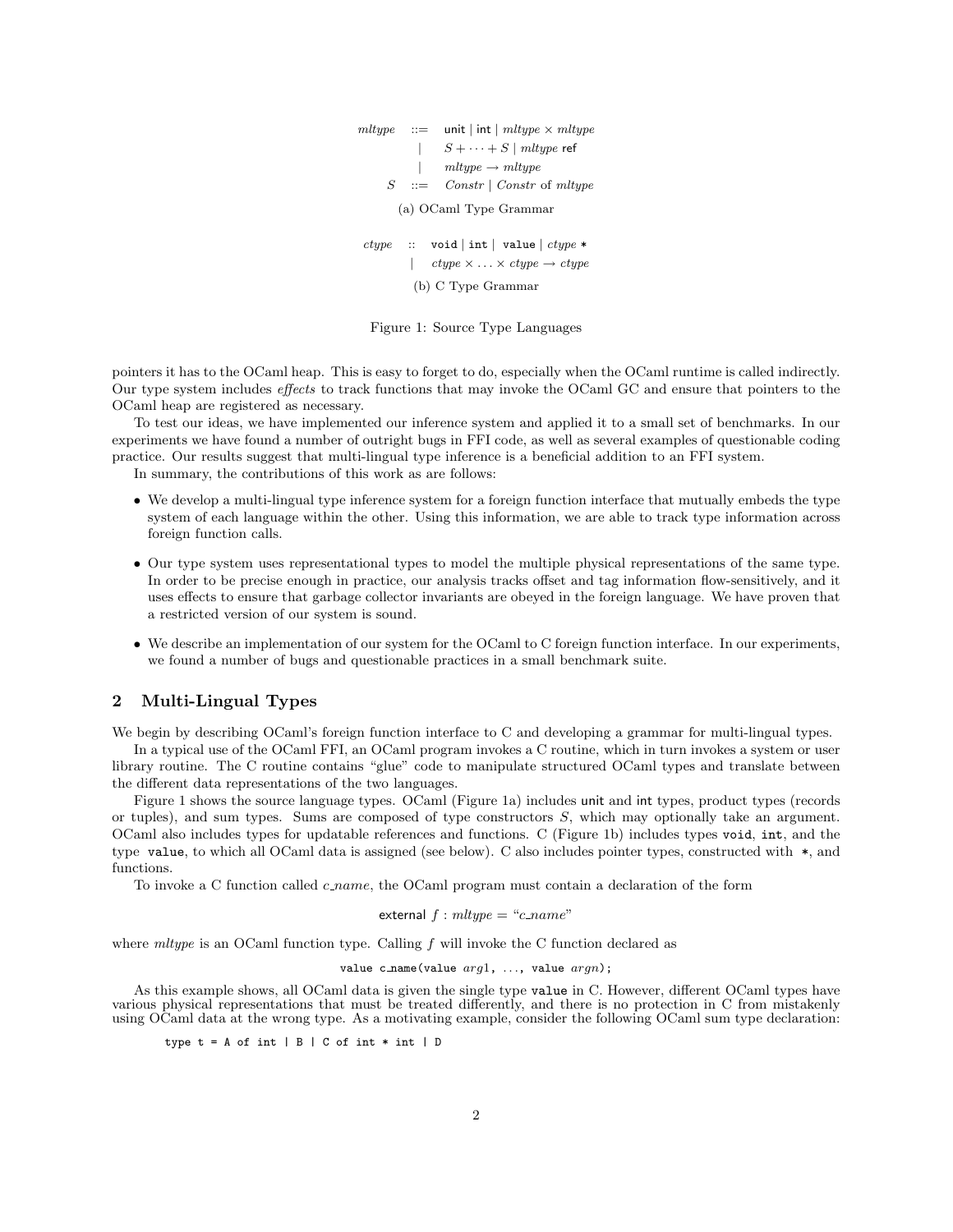$$
\begin{array}{rcl}
\mathit{mltype} & ::= & \mathsf{unit} \mid \mathsf{int} \mid \mathit{mltype} \times \mathit{mltype} \\
& \mid & S + \cdots + S \mid \mathit{mltype}\ \mathsf{ref} \\
& \mid & \mathit{mltype} \rightarrow \mathit{mltype} \\
S & ::= & \mathit{Constr} \mid \mathit{Constr}\ \mathsf{of}\ \mathit{mltype}
\end{array}
$$

(a) OCaml Type Grammar

$$
\begin{array}{rcl}
\mathit{ctype} & :: & \texttt{void} \mid \texttt{int} \mid \texttt{value} \mid \mathit{ctype}\ \texttt{*} \\
& \mid & \mathit{ctype} \times \ldots \times \mathit{ctype} \rightarrow \mathit{ctype}
\end{array}
$$

(b) C Type Grammar

Figure 1: Source Type Languages

pointers it has to the OCaml heap. This is easy to forget to do, especially when the OCaml runtime is called indirectly. Our type system includes *effects* to track functions that may invoke the OCaml GC and ensure that pointers to the OCaml heap are registered as necessary.

To test our ideas, we have implemented our inference system and applied it to a small set of benchmarks. In our experiments we have found a number of outright bugs in FFI code, as well as several examples of questionable coding practice. Our results suggest that multi-lingual type inference is a beneficial addition to an FFI system.

In summary, the contributions of this work as are follows:

- We develop a multi-lingual type inference system for a foreign function interface that mutually embeds the type system of each language within the other. Using this information, we are able to track type information across foreign function calls.
- Our type system uses representational types to model the multiple physical representations of the same type. In order to be precise enough in practice, our analysis tracks offset and tag information flow-sensitively, and it uses effects to ensure that garbage collector invariants are obeyed in the foreign language. We have proven that a restricted version of our system is sound.
- We describe an implementation of our system for the OCaml to C foreign function interface. In our experiments, we found a number of bugs and questionable practices in a small benchmark suite.

## 2 Multi-Lingual Types

We begin by describing OCaml's foreign function interface to C and developing a grammar for multi-lingual types.

In a typical use of the OCaml FFI, an OCaml program invokes a C routine, which in turn invokes a system or user library routine. The C routine contains "glue" code to manipulate structured OCaml types and translate between the different data representations of the two languages.

Figure 1 shows the source language types. OCaml (Figure 1a) includes unit and int types, product types (records or tuples), and sum types. Sums are composed of type constructors $S$, which may optionally take an argument. OCaml also includes types for updatable references and functions. C (Figure 1b) includes types `void`, `int`, and the type `value`, to which all OCaml data is assigned (see below). C also includes pointer types, constructed with `*`, and functions.

To invoke a C function called *c_name*, the OCaml program must contain a declaration of the form

$$\mathsf{external}\ f : \mathit{mltype} = \text{“}\mathit{c\_name}\text{”}$$

where *mltype* is an OCaml function type. Calling $f$ will invoke the C function declared as

```
value c_name(value arg1, ..., value argn);
```

As this example shows, all OCaml data is given the single type `value` in C. However, different OCaml types have various physical representations that must be treated differently, and there is no protection in C from mistakenly using OCaml data at the wrong type. As a motivating example, consider the following OCaml sum type declaration:

```
type t = A of int | B | C of int * int | D
```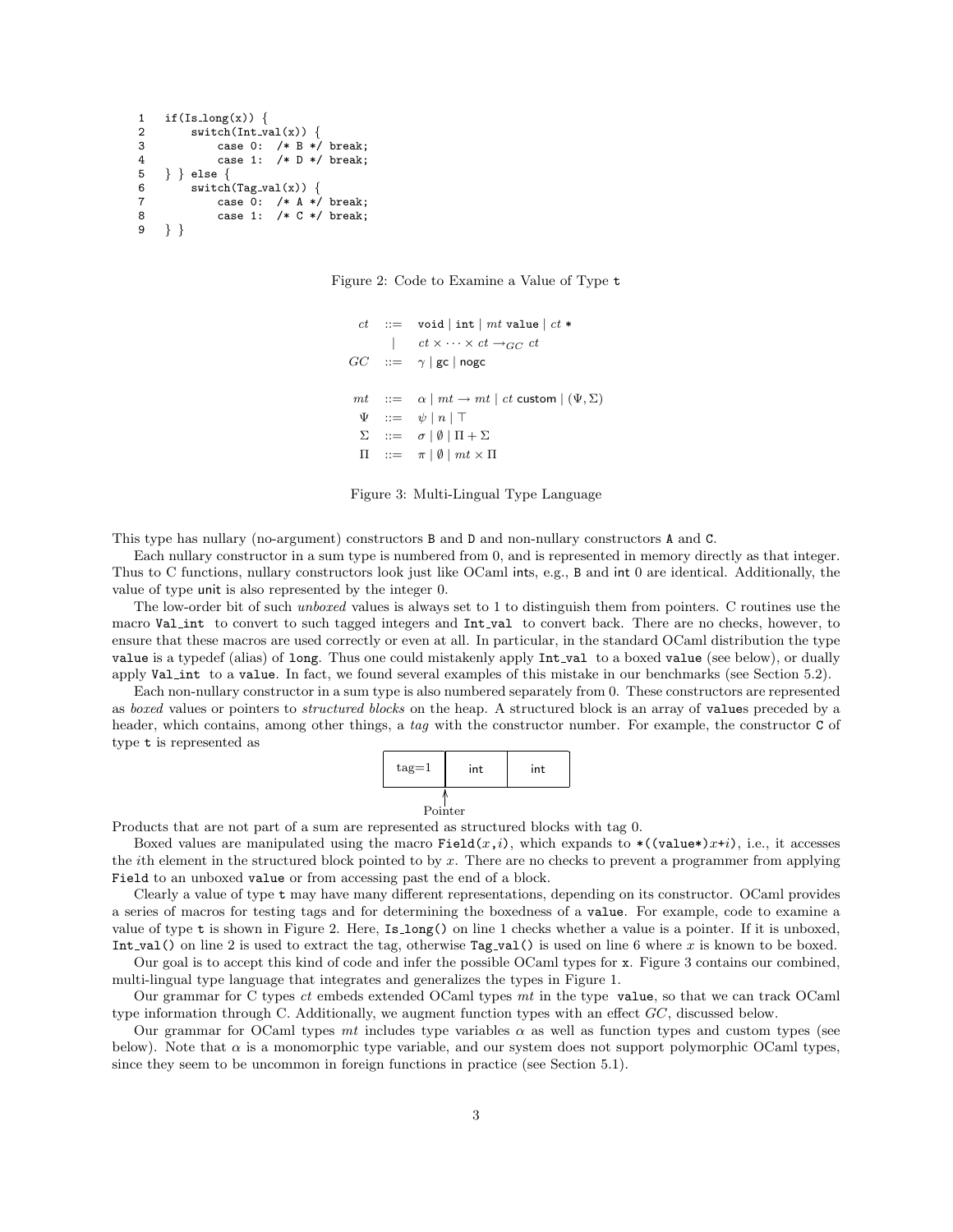```
1   if(Is_long(x)) {
2       switch(Int_val(x)) {
3           case 0:  /* B */ break;
4           case 1:  /* D */ break;
5   } } else {
6       switch(Tag_val(x)) {
7           case 0:  /* A */ break;
8           case 1:  /* C */ break;
9   } }
```

Figure 2: Code to Examine a Value of Type `t`

$$
\begin{array}{rcl}
ct & ::= & \texttt{void} \mid \texttt{int} \mid mt\ \texttt{value} \mid ct\ \texttt{*} \\
 & \mid & ct \times \cdots \times ct \rightarrow_{GC} ct \\
GC & ::= & \gamma \mid \mathsf{gc} \mid \mathsf{nogc} \\
 & & \\
mt & ::= & \alpha \mid mt \rightarrow mt \mid ct\ \mathsf{custom} \mid (\Psi, \Sigma) \\
\Psi & ::= & \psi \mid n \mid \top \\
\Sigma & ::= & \sigma \mid \emptyset \mid \Pi + \Sigma \\
\Pi & ::= & \pi \mid \emptyset \mid mt \times \Pi
\end{array}
$$

Figure 3: Multi-Lingual Type Language

This type has nullary (no-argument) constructors `B` and `D` and non-nullary constructors `A` and `C`.

Each nullary constructor in a sum type is numbered from 0, and is represented in memory directly as that integer. Thus to C functions, nullary constructors look just like OCaml `int`s, e.g., `B` and `int` 0 are identical. Additionally, the value of type `unit` is also represented by the integer 0.

The low-order bit of such *unboxed* values is always set to 1 to distinguish them from pointers. C routines use the macro `Val_int` to convert to such tagged integers and `Int_val` to convert back. There are no checks, however, to ensure that these macros are used correctly or even at all. In particular, in the standard OCaml distribution the type `value` is a typedef (alias) of `long`. Thus one could mistakenly apply `Int_val` to a boxed `value` (see below), or dually apply `Val_int` to a `value`. In fact, we found several examples of this mistake in our benchmarks (see Section 5.2).

Each non-nullary constructor in a sum type is also numbered separately from 0. These constructors are represented as *boxed* values or pointers to *structured blocks* on the heap. A structured block is an array of `value`s preceded by a header, which contains, among other things, a *tag* with the constructor number. For example, the constructor `C` of type `t` is represented as

| tag=1 | int | int |
|---|---|---|

Pointer (pointing to the start of the first int field)

Products that are not part of a sum are represented as structured blocks with tag 0.

Boxed values are manipulated using the macro `Field(`$x$`,`$i$`)`, which expands to `*((value*)`$x$`+`$i$`)`, i.e., it accesses the $i$th element in the structured block pointed to by $x$. There are no checks to prevent a programmer from applying `Field` to an unboxed `value` or from accessing past the end of a block.

Clearly a value of type `t` may have many different representations, depending on its constructor. OCaml provides a series of macros for testing tags and for determining the boxedness of a `value`. For example, code to examine a value of type `t` is shown in Figure 2. Here, `Is_long()` on line 1 checks whether a value is a pointer. If it is unboxed, `Int_val()` on line 2 is used to extract the tag, otherwise `Tag_val()` is used on line 6 where $x$ is known to be boxed.

Our goal is to accept this kind of code and infer the possible OCaml types for `x`. Figure 3 contains our combined, multi-lingual type language that integrates and generalizes the types in Figure 1.

Our grammar for C types $ct$ embeds extended OCaml types $mt$ in the type `value`, so that we can track OCaml type information through C. Additionally, we augment function types with an effect $GC$, discussed below.

Our grammar for OCaml types $mt$ includes type variables $\alpha$ as well as function types and custom types (see below). Note that $\alpha$ is a monomorphic type variable, and our system does not support polymorphic OCaml types, since they seem to be uncommon in foreign functions in practice (see Section 5.1).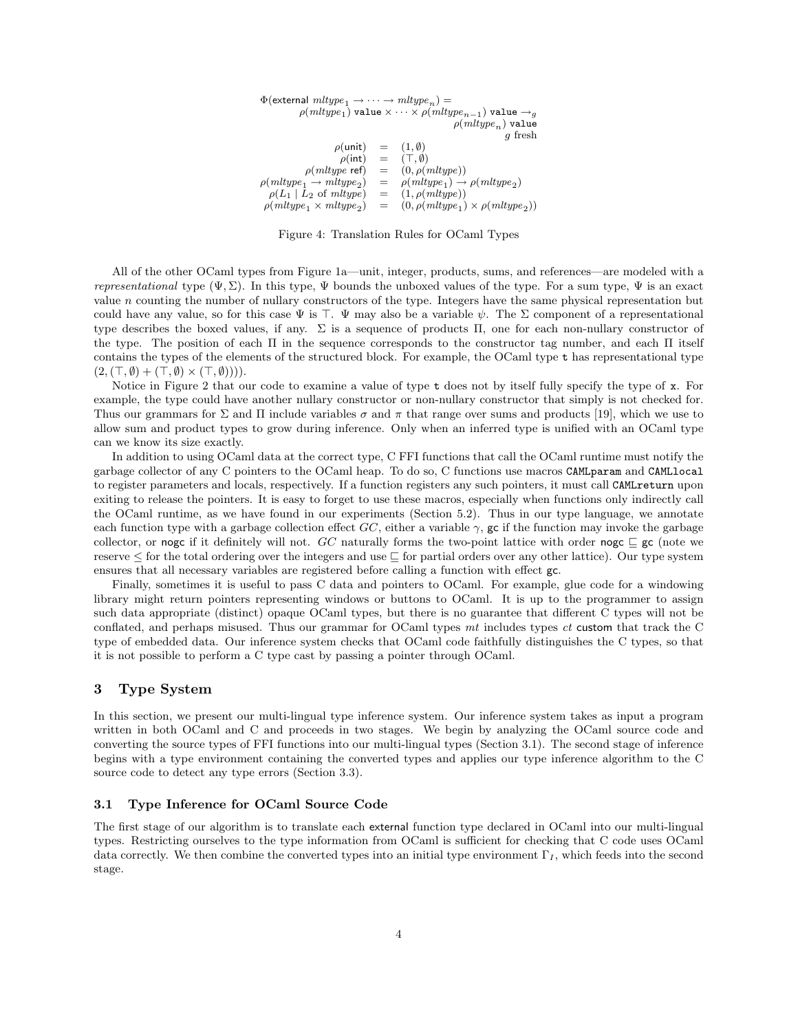$$
\begin{array}{l}
\Phi(\textsf{external } \mathit{mltype}_1 \rightarrow \cdots \rightarrow \mathit{mltype}_n) = \\
\qquad \rho(\mathit{mltype}_1)\ \texttt{value} \times \cdots \times \rho(\mathit{mltype}_{n-1})\ \texttt{value} \rightarrow_g \\
\qquad\qquad\qquad\qquad\qquad\qquad \rho(\mathit{mltype}_n)\ \texttt{value} \\
\qquad\qquad\qquad\qquad\qquad\qquad\qquad g \text{ fresh}
\end{array}
$$

$$
\begin{array}{rcl}
\rho(\textsf{unit}) & = & (1, \emptyset) \\
\rho(\textsf{int}) & = & (\top, \emptyset) \\
\rho(\mathit{mltype}\ \textsf{ref}) & = & (0, \rho(\mathit{mltype})) \\
\rho(\mathit{mltype}_1 \rightarrow \mathit{mltype}_2) & = & \rho(\mathit{mltype}_1) \rightarrow \rho(\mathit{mltype}_2) \\
\rho(L_1 \mid L_2 \text{ of } \mathit{mltype}) & = & (1, \rho(\mathit{mltype})) \\
\rho(\mathit{mltype}_1 \times \mathit{mltype}_2) & = & (0, \rho(\mathit{mltype}_1) \times \rho(\mathit{mltype}_2))
\end{array}
$$

Figure 4: Translation Rules for OCaml Types

All of the other OCaml types from Figure 1a—unit, integer, products, sums, and references—are modeled with a *representational* type $(\Psi, \Sigma)$. In this type, $\Psi$ bounds the unboxed values of the type. For a sum type, $\Psi$ is an exact value $n$ counting the number of nullary constructors of the type. Integers have the same physical representation but could have any value, so for this case $\Psi$ is $\top$. $\Psi$ may also be a variable $\psi$. The $\Sigma$ component of a representational type describes the boxed values, if any. $\Sigma$ is a sequence of products $\Pi$, one for each non-nullary constructor of the type. The position of each $\Pi$ in the sequence corresponds to the constructor tag number, and each $\Pi$ itself contains the types of the elements of the structured block. For example, the OCaml type `t` has representational type $(2, (\top, \emptyset) + (\top, \emptyset) \times (\top, \emptyset))))$.

Notice in Figure 2 that our code to examine a value of type `t` does not by itself fully specify the type of `x`. For example, the type could have another nullary constructor or non-nullary constructor that simply is not checked for. Thus our grammars for $\Sigma$ and $\Pi$ include variables $\sigma$ and $\pi$ that range over sums and products [19], which we use to allow sum and product types to grow during inference. Only when an inferred type is unified with an OCaml type can we know its size exactly.

In addition to using OCaml data at the correct type, C FFI functions that call the OCaml runtime must notify the garbage collector of any C pointers to the OCaml heap. To do so, C functions use macros `CAMLparam` and `CAMLlocal` to register parameters and locals, respectively. If a function registers any such pointers, it must call `CAMLreturn` upon exiting to release the pointers. It is easy to forget to use these macros, especially when functions only indirectly call the OCaml runtime, as we have found in our experiments (Section 5.2). Thus in our type language, we annotate each function type with a garbage collection effect $GC$, either a variable $\gamma$, gc if the function may invoke the garbage collector, or nogc if it definitely will not. $GC$ naturally forms the two-point lattice with order nogc $\sqsubseteq$ gc (note we reserve $\leq$ for the total ordering over the integers and use $\sqsubseteq$ for partial orders over any other lattice). Our type system ensures that all necessary variables are registered before calling a function with effect gc.

Finally, sometimes it is useful to pass C data and pointers to OCaml. For example, glue code for a windowing library might return pointers representing windows or buttons to OCaml. It is up to the programmer to assign such data appropriate (distinct) opaque OCaml types, but there is no guarantee that different C types will not be conflated, and perhaps misused. Thus our grammar for OCaml types $mt$ includes types $ct$ custom that track the C type of embedded data. Our inference system checks that OCaml code faithfully distinguishes the C types, so that it is not possible to perform a C type cast by passing a pointer through OCaml.

## 3 Type System

In this section, we present our multi-lingual type inference system. Our inference system takes as input a program written in both OCaml and C and proceeds in two stages. We begin by analyzing the OCaml source code and converting the source types of FFI functions into our multi-lingual types (Section 3.1). The second stage of inference begins with a type environment containing the converted types and applies our type inference algorithm to the C source code to detect any type errors (Section 3.3).

### 3.1 Type Inference for OCaml Source Code

The first stage of our algorithm is to translate each external function type declared in OCaml into our multi-lingual types. Restricting ourselves to the type information from OCaml is sufficient for checking that C code uses OCaml data correctly. We then combine the converted types into an initial type environment $\Gamma_I$, which feeds into the second stage.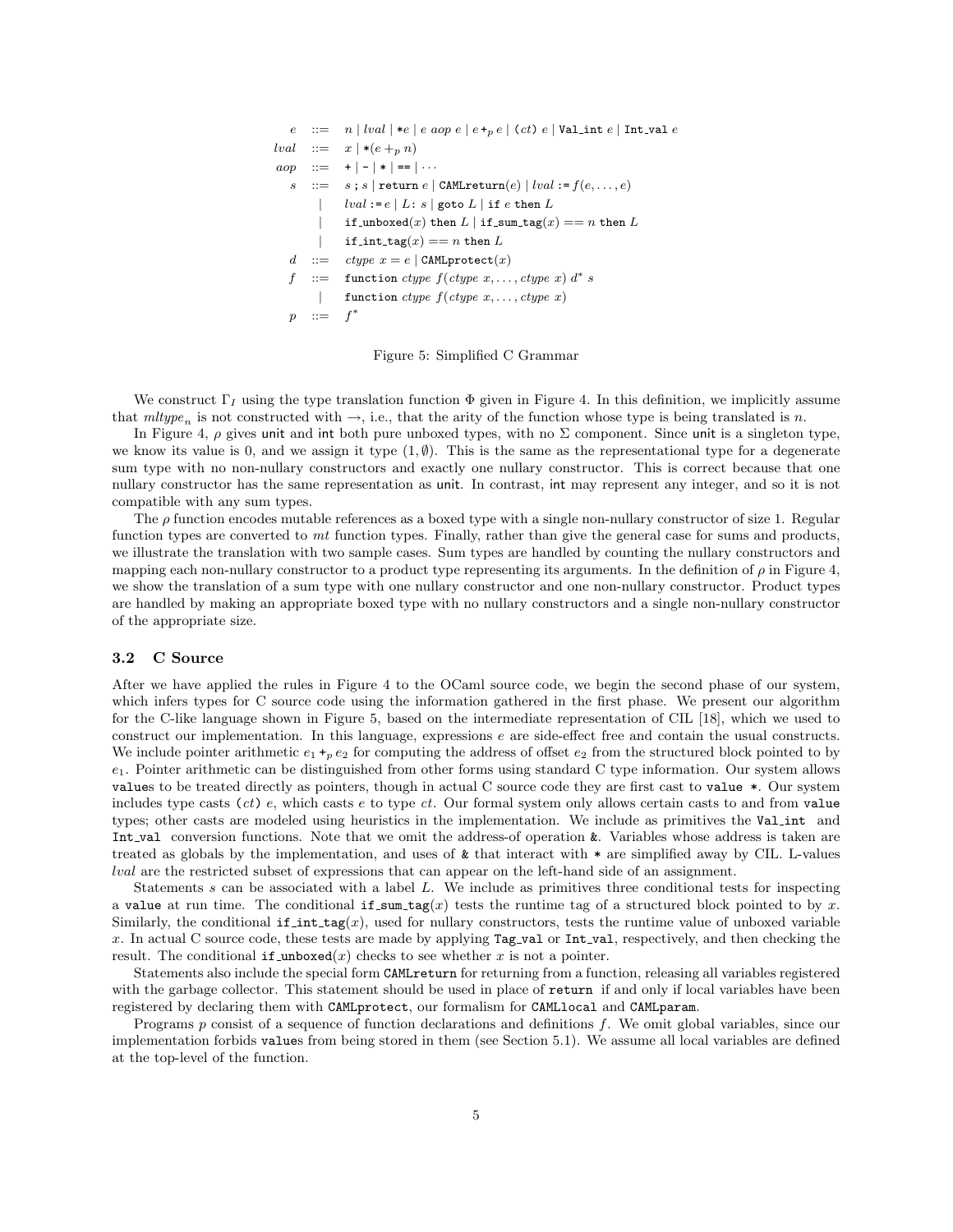$$
\begin{array}{rcl}
e & ::= & n \mid lval \mid \texttt{*}e \mid e\ aop\ e \mid e\ \texttt{+}_p\ e \mid \texttt{(}ct\texttt{)}\ e \mid \texttt{Val\_int}\ e \mid \texttt{Int\_val}\ e \\
lval & ::= & x \mid \texttt{*}(e +_p n) \\
aop & ::= & \texttt{+} \mid \texttt{-} \mid \texttt{*} \mid \texttt{==} \mid \cdots \\
s & ::= & s\ \texttt{;}\ s \mid \texttt{return}\ e \mid \texttt{CAMLreturn}(e) \mid lval\ \texttt{:=}\ f(e, \ldots, e) \\
 & \mid & lval\ \texttt{:=}\ e \mid L\texttt{:}\ s \mid \texttt{goto}\ L \mid \texttt{if}\ e\ \texttt{then}\ L \\
 & \mid & \texttt{if\_unboxed}(x)\ \texttt{then}\ L \mid \texttt{if\_sum\_tag}(x) == n\ \texttt{then}\ L \\
 & \mid & \texttt{if\_int\_tag}(x) == n\ \texttt{then}\ L \\
d & ::= & ctype\ x = e \mid \texttt{CAMLprotect}(x) \\
f & ::= & \texttt{function}\ ctype\ f(ctype\ x, \ldots, ctype\ x)\ d^*\ s \\
 & \mid & \texttt{function}\ ctype\ f(ctype\ x, \ldots, ctype\ x) \\
p & ::= & f^*
\end{array}
$$

Figure 5: Simplified C Grammar

We construct $\Gamma_I$ using the type translation function $\Phi$ given in Figure 4. In this definition, we implicitly assume that $mltype_n$ is not constructed with $\rightarrow$, i.e., that the arity of the function whose type is being translated is $n$.

In Figure 4, $\rho$ gives unit and int both pure unboxed types, with no $\Sigma$ component. Since unit is a singleton type, we know its value is 0, and we assign it type $(1, \emptyset)$. This is the same as the representational type for a degenerate sum type with no non-nullary constructors and exactly one nullary constructor. This is correct because that one nullary constructor has the same representation as unit. In contrast, int may represent any integer, and so it is not compatible with any sum types.

The $\rho$ function encodes mutable references as a boxed type with a single non-nullary constructor of size 1. Regular function types are converted to $mt$ function types. Finally, rather than give the general case for sums and products, we illustrate the translation with two sample cases. Sum types are handled by counting the nullary constructors and mapping each non-nullary constructor to a product type representing its arguments. In the definition of $\rho$ in Figure 4, we show the translation of a sum type with one nullary constructor and one non-nullary constructor. Product types are handled by making an appropriate boxed type with no nullary constructors and a single non-nullary constructor of the appropriate size.

### 3.2 C Source

After we have applied the rules in Figure 4 to the OCaml source code, we begin the second phase of our system, which infers types for C source code using the information gathered in the first phase. We present our algorithm for the C-like language shown in Figure 5, based on the intermediate representation of CIL [18], which we used to construct our implementation. In this language, expressions $e$ are side-effect free and contain the usual constructs. We include pointer arithmetic $e_1 +_p e_2$ for computing the address of offset $e_2$ from the structured block pointed to by $e_1$. Pointer arithmetic can be distinguished from other forms using standard C type information. Our system allows `value`s to be treated directly as pointers, though in actual C source code they are first cast to `value *`. Our system includes type casts `(`$ct$`)` $e$, which casts $e$ to type $ct$. Our formal system only allows certain casts to and from `value` types; other casts are modeled using heuristics in the implementation. We include as primitives the `Val_int` and `Int_val` conversion functions. Note that we omit the address-of operation `&`. Variables whose address is taken are treated as globals by the implementation, and uses of `&` that interact with `*` are simplified away by CIL. L-values $lval$ are the restricted subset of expressions that can appear on the left-hand side of an assignment.

Statements $s$ can be associated with a label $L$. We include as primitives three conditional tests for inspecting a `value` at run time. The conditional `if_sum_tag`$(x)$ tests the runtime tag of a structured block pointed to by $x$. Similarly, the conditional `if_int_tag`$(x)$, used for nullary constructors, tests the runtime value of unboxed variable $x$. In actual C source code, these tests are made by applying `Tag_val` or `Int_val`, respectively, and then checking the result. The conditional `if_unboxed`$(x)$ checks to see whether $x$ is not a pointer.

Statements also include the special form `CAMLreturn` for returning from a function, releasing all variables registered with the garbage collector. This statement should be used in place of `return` if and only if local variables have been registered by declaring them with `CAMLprotect`, our formalism for `CAMLlocal` and `CAMLparam`.

Programs $p$ consist of a sequence of function declarations and definitions $f$. We omit global variables, since our implementation forbids `value`s from being stored in them (see Section 5.1). We assume all local variables are defined at the top-level of the function.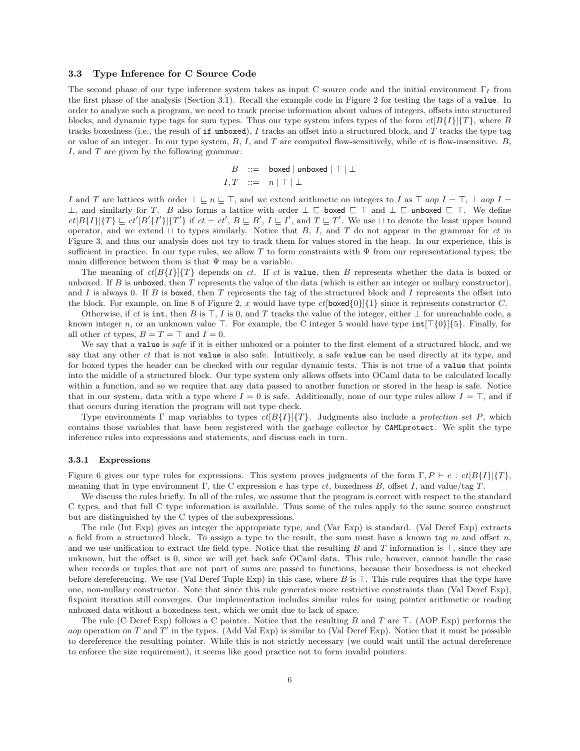### 3.3 Type Inference for C Source Code

The second phase of our type inference system takes as input C source code and the initial environment $\Gamma_I$ from the first phase of the analysis (Section 3.1). Recall the example code in Figure 2 for testing the tags of a `value`. In order to analyze such a program, we need to track precise information about values of integers, offsets into structured blocks, and dynamic type tags for sum types. Thus our type system infers types of the form $ct[B\{I\}]\{T\}$, where $B$ tracks boxedness (i.e., the result of `if_unboxed`), $I$ tracks an offset into a structured block, and $T$ tracks the type tag or value of an integer. In our type system, $B$, $I$, and $T$ are computed flow-sensitively, while $ct$ is flow-insensitive. $B$, $I$, and $T$ are given by the following grammar:

$$
\begin{array}{rcl}
B & ::= & \mathsf{boxed} \mid \mathsf{unboxed} \mid \top \mid \bot \\
I, T & ::= & n \mid \top \mid \bot
\end{array}
$$

$I$ and $T$ are lattices with order $\bot \sqsubseteq n \sqsubseteq \top$, and we extend arithmetic on integers to $I$ as $\top \ aop\ I = \top$, $\bot\ aop\ I = \bot$, and similarly for $T$. $B$ also forms a lattice with order $\bot \sqsubseteq \mathsf{boxed} \sqsubseteq \top$ and $\bot \sqsubseteq \mathsf{unboxed} \sqsubseteq \top$. We define $ct[B\{I\}]\{T\} \sqsubseteq ct'[B'\{I'\}]\{T'\}$ if $ct = ct'$, $B \sqsubseteq B'$, $I \sqsubseteq I'$, and $T \sqsubseteq T'$. We use $\sqcup$ to denote the least upper bound operator, and we extend $\sqcup$ to types similarly. Notice that $B$, $I$, and $T$ do not appear in the grammar for $ct$ in Figure 3, and thus our analysis does not try to track them for values stored in the heap. In our experience, this is sufficient in practice. In our type rules, we allow $T$ to form constraints with $\Psi$ from our representational types; the main difference between them is that $\Psi$ may be a variable.

The meaning of $ct[B\{I\}]\{T\}$ depends on $ct$. If $ct$ is `value`, then $B$ represents whether the data is boxed or unboxed. If $B$ is $\mathsf{unboxed}$, then $T$ represents the value of the data (which is either an integer or nullary constructor), and $I$ is always 0. If $B$ is $\mathsf{boxed}$, then $T$ represents the tag of the structured block and $I$ represents the offset into the block. For example, on line 8 of Figure 2, $x$ would have type $ct[\mathsf{boxed}\{0\}]\{1\}$ since it represents constructor $C$.

Otherwise, if $ct$ is `int`, then $B$ is $\top$, $I$ is 0, and $T$ tracks the value of the integer, either $\bot$ for unreachable code, a known integer $n$, or an unknown value $\top$. For example, the C integer 5 would have type $\mathtt{int}[\top\{0\}]\{5\}$. Finally, for all other $ct$ types, $B = T = \top$ and $I = 0$.

We say that a `value` is *safe* if it is either unboxed or a pointer to the first element of a structured block, and we say that any other $ct$ that is not `value` is also safe. Intuitively, a safe `value` can be used directly at its type, and for boxed types the header can be checked with our regular dynamic tests. This is not true of a `value` that points into the middle of a structured block. Our type system only allows offsets into OCaml data to be calculated locally within a function, and so we require that any data passed to another function or stored in the heap is safe. Notice that in our system, data with a type where $I = 0$ is safe. Additionally, none of our type rules allow $I = \top$, and if that occurs during iteration the program will not type check.

Type environments $\Gamma$ map variables to types $ct[B\{I\}]\{T\}$. Judgments also include a *protection set* $P$, which contains those variables that have been registered with the garbage collector by `CAMLprotect`. We split the type inference rules into expressions and statements, and discuss each in turn.

#### 3.3.1 Expressions

Figure 6 gives our type rules for expressions. This system proves judgments of the form $\Gamma, P \vdash e : ct[B\{I\}]\{T\}$, meaning that in type environment $\Gamma$, the C expression $e$ has type $ct$, boxedness $B$, offset $I$, and value/tag $T$.

We discuss the rules briefly. In all of the rules, we assume that the program is correct with respect to the standard C types, and that full C type information is available. Thus some of the rules apply to the same source construct but are distinguished by the C types of the subexpressions.

The rule (Int Exp) gives an integer the appropriate type, and (Var Exp) is standard. (Val Deref Exp) extracts a field from a structured block. To assign a type to the result, the sum must have a known tag $m$ and offset $n$, and we use unification to extract the field type. Notice that the resulting $B$ and $T$ information is $\top$, since they are unknown, but the offset is 0, since we will get back safe OCaml data. This rule, however, cannot handle the case when records or tuples that are not part of sums are passed to functions, because their boxedness is not checked before dereferencing. We use (Val Deref Tuple Exp) in this case, where $B$ is $\top$. This rule requires that the type have one, non-nullary constructor. Note that since this rule generates more restrictive constraints than (Val Deref Exp), fixpoint iteration still converges. Our implementation includes similar rules for using pointer arithmetic or reading unboxed data without a boxedness test, which we omit due to lack of space.

The rule (C Deref Exp) follows a C pointer. Notice that the resulting $B$ and $T$ are $\top$. (AOP Exp) performs the $aop$ operation on $T$ and $T'$ in the types. (Add Val Exp) is similar to (Val Deref Exp). Notice that it must be possible to dereference the resulting pointer. While this is not strictly necessary (we could wait until the actual dereference to enforce the size requirement), it seems like good practice not to form invalid pointers.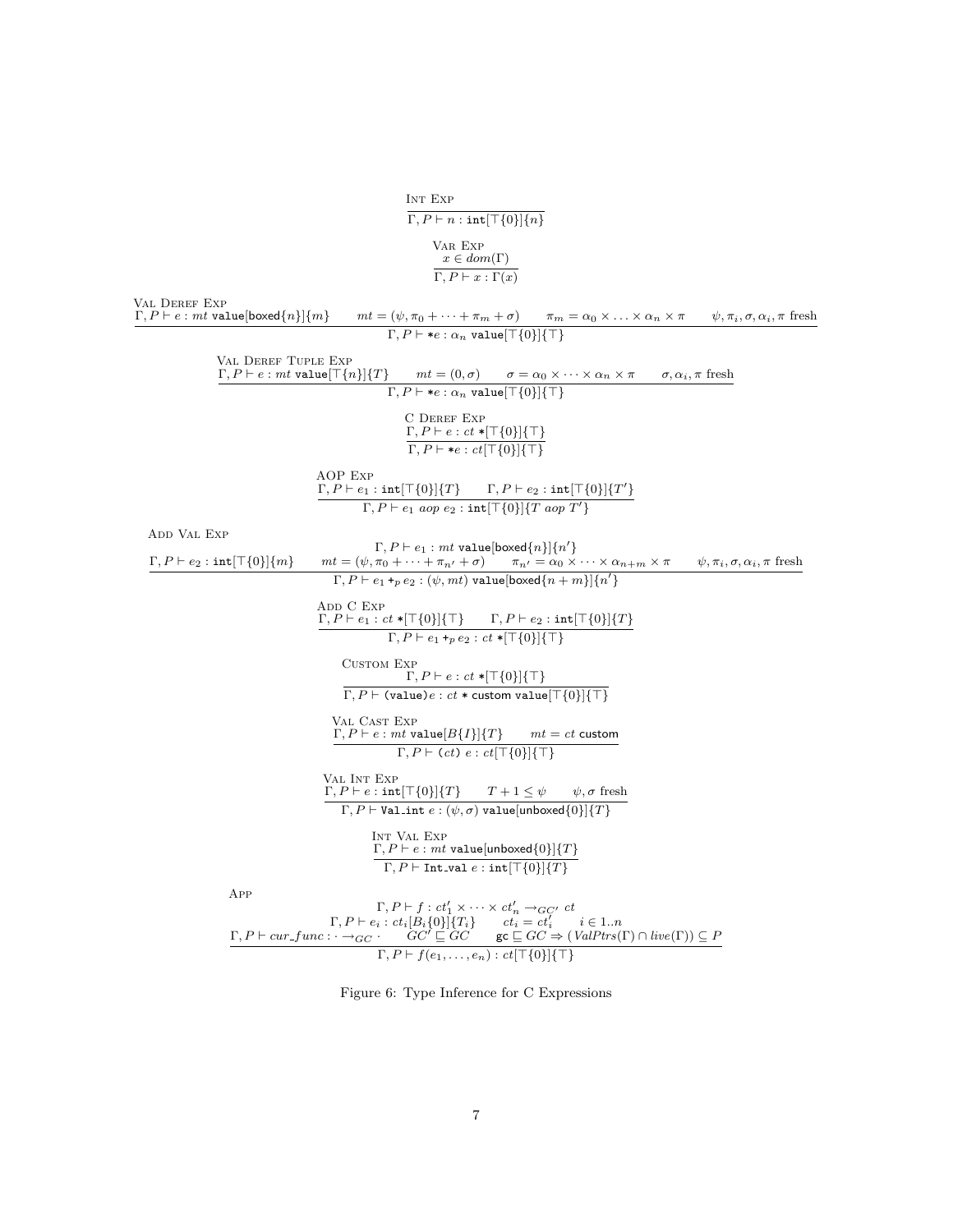INT EXP

$$\frac{}{\Gamma, P \vdash n : \mathtt{int}[\top\{0\}]\{n\}}$$

VAR EXP

$$\frac{x \in dom(\Gamma)}{\Gamma, P \vdash x : \Gamma(x)}$$

VAL DEREF EXP

$$\frac{\Gamma, P \vdash e : mt\ \mathtt{value}[\mathsf{boxed}\{n\}]\{m\} \qquad mt = (\psi, \pi_0 + \cdots + \pi_m + \sigma) \qquad \pi_m = \alpha_0 \times \ldots \times \alpha_n \times \pi \qquad \psi, \pi_i, \sigma, \alpha_i, \pi \text{ fresh}}{\Gamma, P \vdash *e : \alpha_n\ \mathtt{value}[\top\{0\}]\{\top\}}$$

VAL DEREF TUPLE EXP

$$\frac{\Gamma, P \vdash e : mt\ \mathtt{value}[\top\{n\}]\{T\} \qquad mt = (0, \sigma) \qquad \sigma = \alpha_0 \times \cdots \times \alpha_n \times \pi \qquad \sigma, \alpha_i, \pi \text{ fresh}}{\Gamma, P \vdash *e : \alpha_n\ \mathtt{value}[\top\{0\}]\{\top\}}$$

C DEREF EXP

$$\frac{\Gamma, P \vdash e : ct\ *[\top\{0\}]\{\top\}}{\Gamma, P \vdash *e : ct[\top\{0\}]\{\top\}}$$

AOP EXP

$$\frac{\Gamma, P \vdash e_1 : \mathtt{int}[\top\{0\}]\{T\} \qquad \Gamma, P \vdash e_2 : \mathtt{int}[\top\{0\}]\{T'\}}{\Gamma, P \vdash e_1\ aop\ e_2 : \mathtt{int}[\top\{0\}]\{T\ aop\ T'\}}$$

ADD VAL EXP

$$\frac{\begin{array}{c}\Gamma, P \vdash e_1 : mt\ \mathtt{value}[\mathsf{boxed}\{n\}]\{n'\} \\ \Gamma, P \vdash e_2 : \mathtt{int}[\top\{0\}]\{m\} \qquad mt = (\psi, \pi_0 + \cdots + \pi_{n'} + \sigma) \qquad \pi_{n'} = \alpha_0 \times \cdots \times \alpha_{n+m} \times \pi \qquad \psi, \pi_i, \sigma, \alpha_i, \pi \text{ fresh}\end{array}}{\Gamma, P \vdash e_1 +_p e_2 : (\psi, mt)\ \mathtt{value}[\mathsf{boxed}\{n+m\}]\{n'\}}$$

ADD C EXP

$$\frac{\Gamma, P \vdash e_1 : ct\ *[\top\{0\}]\{\top\} \qquad \Gamma, P \vdash e_2 : \mathtt{int}[\top\{0\}]\{T\}}{\Gamma, P \vdash e_1 +_p e_2 : ct\ *[\top\{0\}]\{\top\}}$$

CUSTOM EXP

$$\frac{\Gamma, P \vdash e : ct\ *[\top\{0\}]\{\top\}}{\Gamma, P \vdash (\mathtt{value})e : ct * \mathsf{custom}\ \mathtt{value}[\top\{0\}]\{\top\}}$$

VAL CAST EXP

$$\frac{\Gamma, P \vdash e : mt\ \mathtt{value}[B\{I\}]\{T\} \qquad mt = ct\ \mathsf{custom}}{\Gamma, P \vdash (ct)\ e : ct[\top\{0\}]\{\top\}}$$

VAL INT EXP

$$\frac{\Gamma, P \vdash e : \mathtt{int}[\top\{0\}]\{T\} \qquad T + 1 \leq \psi \qquad \psi, \sigma \text{ fresh}}{\Gamma, P \vdash \mathtt{Val\_int}\ e : (\psi, \sigma)\ \mathtt{value}[\mathsf{unboxed}\{0\}]\{T\}}$$

INT VAL EXP

$$\frac{\Gamma, P \vdash e : mt\ \mathtt{value}[\mathsf{unboxed}\{0\}]\{T\}}{\Gamma, P \vdash \mathtt{Int\_val}\ e : \mathtt{int}[\top\{0\}]\{T\}}$$

APP

$$\frac{\begin{array}{c}\Gamma, P \vdash f : ct'_1 \times \cdots \times ct'_n \rightarrow_{GC'} ct \\ \Gamma, P \vdash e_i : ct_i[B_i\{0\}]\{T_i\} \qquad ct_i = ct'_i \qquad i \in 1..n \\ \Gamma, P \vdash cur\_func : \cdot \rightarrow_{GC} \cdot \qquad GC' \sqsubseteq GC \qquad \mathsf{gc} \sqsubseteq GC \Rightarrow (ValPtrs(\Gamma) \cap live(\Gamma)) \subseteq P\end{array}}{\Gamma, P \vdash f(e_1, \ldots, e_n) : ct[\top\{0\}]\{\top\}}$$

Figure 6: Type Inference for C Expressions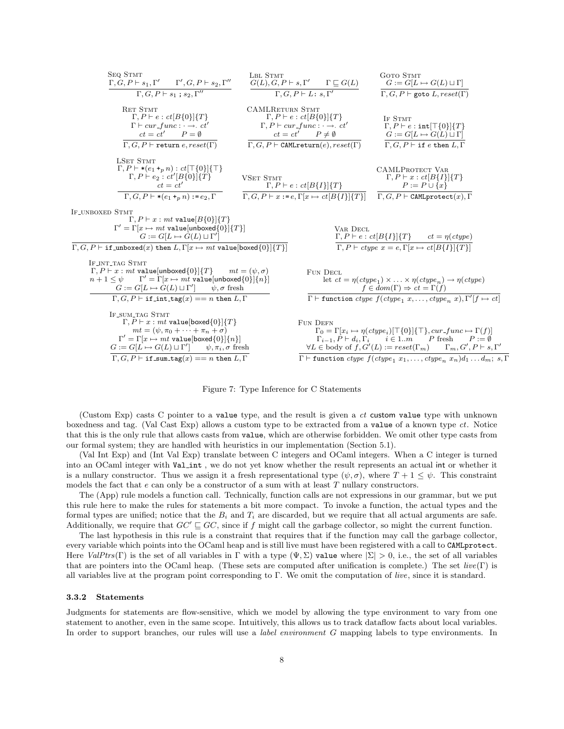**Seq Stmt**

$$\frac{\Gamma, G, P \vdash s_1, \Gamma' \qquad \Gamma', G, P \vdash s_2, \Gamma''}{\Gamma, G, P \vdash s_1 \texttt{ ; } s_2, \Gamma''}$$

**Lbl Stmt**

$$\frac{G(L), G, P \vdash s, \Gamma' \qquad \Gamma \sqsubseteq G(L)}{\Gamma, G, P \vdash L\texttt{:}\ s, \Gamma'}$$

**Goto Stmt**

$$\frac{G := G[L \mapsto G(L) \sqcup \Gamma]}{\Gamma, G, P \vdash \texttt{goto}\ L, reset(\Gamma)}$$

**Ret Stmt**

$$\frac{\begin{array}{c}\Gamma, P \vdash e : ct[B\{0\}]\{T\} \\ \Gamma \vdash cur\_func : \cdot \to . \ ct' \\ ct = ct' \qquad P = \emptyset\end{array}}{\Gamma, G, P \vdash \texttt{return}\ e, reset(\Gamma)}$$

**CAMLReturn Stmt**

$$\frac{\begin{array}{c}\Gamma, P \vdash e : ct[B\{0\}]\{T\} \\ \Gamma, P \vdash cur\_func : \cdot \to . \ ct' \\ ct = ct' \qquad P \neq \emptyset\end{array}}{\Gamma, G, P \vdash \texttt{CAMLreturn}(e), reset(\Gamma)}$$

**If Stmt**

$$\frac{\begin{array}{c}\Gamma, P \vdash e : \texttt{int}[\top\{0\}]\{T\} \\ G := G[L \mapsto G(L) \sqcup \Gamma]\end{array}}{\Gamma, G, P \vdash \texttt{if}\ e\ \texttt{then}\ L, \Gamma}$$

**LSet Stmt**

$$\frac{\begin{array}{c}\Gamma, P \vdash \texttt{*}(e_1 \texttt{+}_p\, n) : ct[\top\{0\}]\{\top\} \\ \Gamma, P \vdash e_2 : ct'[B\{0\}]\{T\} \\ ct = ct'\end{array}}{\Gamma, G, P \vdash \texttt{*}(e_1 \texttt{+}_p\, n) \texttt{ := } e_2, \Gamma}$$

**VSet Stmt**

$$\frac{\Gamma, P \vdash e : ct[B\{I\}]\{T\}}{\Gamma, G, P \vdash x \texttt{ := } e, \Gamma[x \mapsto ct[B\{I\}]\{T\}]}$$

**CAMLProtect Var**

$$\frac{\begin{array}{c}\Gamma, P \vdash x : ct[B\{I\}]\{T\} \\ P := P \cup \{x\}\end{array}}{\Gamma, G, P \vdash \texttt{CAMLprotect}(x), \Gamma}$$

**If_unboxed Stmt**

$$\frac{\begin{array}{c}\Gamma, P \vdash x : mt\ \texttt{value}[B\{0\}]\{T\} \\ \Gamma' = \Gamma[x \mapsto mt\ \texttt{value}[\texttt{unboxed}\{0\}]\{T\}] \\ G := G[L \mapsto G(L) \sqcup \Gamma']\end{array}}{\Gamma, G, P \vdash \texttt{if\_unboxed}(x)\ \texttt{then}\ L, \Gamma[x \mapsto mt\ \texttt{value}[\texttt{boxed}\{0\}]\{T\}]}$$

**Var Decl**

$$\frac{\Gamma, P \vdash e : ct[B\{I\}]\{T\} \qquad ct = \eta(ctype)}{\Gamma, P \vdash ctype\ x = e, \Gamma[x \mapsto ct[B\{I\}]\{T\}]}$$

**If_int_tag Stmt**

$$\frac{\begin{array}{c}\Gamma, P \vdash x : mt\ \texttt{value}[\texttt{unboxed}\{0\}]\{T\} \qquad mt = (\psi, \sigma) \\ n + 1 \leq \psi \qquad \Gamma' = \Gamma[x \mapsto mt\ \texttt{value}[\texttt{unboxed}\{0\}]\{n\}] \\ G := G[L \mapsto G(L) \sqcup \Gamma'] \qquad \psi, \sigma \text{ fresh}\end{array}}{\Gamma, G, P \vdash \texttt{if\_int\_tag}(x) == n\ \texttt{then}\ L, \Gamma}$$

**Fun Decl**

$$\frac{\begin{array}{c}\text{let } ct = \eta(ctype_1) \times \ldots \times \eta(ctype_n) \to \eta(ctype) \\ f \in dom(\Gamma) \Rightarrow ct = \Gamma(f)\end{array}}{\Gamma \vdash \texttt{function}\ ctype\ f(ctype_1\ x, \ldots, ctype_n\ x), \Gamma'[f \mapsto ct]}$$

**If_sum_tag Stmt**

$$\frac{\begin{array}{c}\Gamma, P \vdash x : mt\ \texttt{value}[\texttt{boxed}\{0\}]\{T\} \\ mt = (\psi, \pi_0 + \cdots + \pi_n + \sigma) \\ \Gamma' = \Gamma[x \mapsto mt\ \texttt{value}[\texttt{boxed}\{0\}]\{n\}] \\ G := G[L \mapsto G(L) \sqcup \Gamma'] \qquad \psi, \pi_i, \sigma \text{ fresh}\end{array}}{\Gamma, G, P \vdash \texttt{if\_sum\_tag}(x) == n\ \texttt{then}\ L, \Gamma}$$

**Fun Defn**

$$\frac{\begin{array}{c}\Gamma_0 = \Gamma[x_i \mapsto \eta(ctype_i)[\top\{0\}]\{\top\}, cur\_func \mapsto \Gamma(f)] \\ \Gamma_{i-1}, P \vdash d_i, \Gamma_i \qquad i \in 1..m \qquad P \text{ fresh} \qquad P := \emptyset \\ \forall L \in \text{body of } f, G'(L) := reset(\Gamma_m) \qquad \Gamma_m, G', P \vdash s, \Gamma'\end{array}}{\Gamma \vdash \texttt{function}\ ctype\ f(ctype_1\ x_1, \ldots, ctype_n\ x_n) d_1 \ldots d_m;\ s, \Gamma}$$

Figure 7: Type Inference for C Statements

(Custom Exp) casts C pointer to a `value` type, and the result is given a $ct$ `custom value` type with unknown boxedness and tag. (Val Cast Exp) allows a custom type to be extracted from a `value` of a known type $ct$. Notice that this is the only rule that allows casts from `value`, which are otherwise forbidden. We omit other type casts from our formal system; they are handled with heuristics in our implementation (Section 5.1).

(Val Int Exp) and (Int Val Exp) translate between C integers and OCaml integers. When a C integer is turned into an OCaml integer with `Val_int` , we do not yet know whether the result represents an actual `int` or whether it is a nullary constructor. Thus we assign it a fresh representational type $(\psi, \sigma)$, where $T + 1 \leq \psi$. This constraint models the fact that $e$ can only be a constructor of a sum with at least $T$ nullary constructors.

The (App) rule models a function call. Technically, function calls are not expressions in our grammar, but we put this rule here to make the rules for statements a bit more compact. To invoke a function, the actual types and the formal types are unified; notice that the $B_i$ and $T_i$ are discarded, but we require that all actual arguments are safe. Additionally, we require that $GC' \sqsubseteq GC$, since if $f$ might call the garbage collector, so might the current function.

The last hypothesis in this rule is a constraint that requires that if the function may call the garbage collector, every variable which points into the OCaml heap and is still live must have been registered with a call to `CAMLprotect`. Here $ValPtrs(\Gamma)$ is the set of all variables in $\Gamma$ with a type $(\Psi, \Sigma)$ `value` where $|\Sigma| > 0$, i.e., the set of all variables that are pointers into the OCaml heap. (These sets are computed after unification is complete.) The set $live(\Gamma)$ is all variables live at the program point corresponding to $\Gamma$. We omit the computation of $live$, since it is standard.

### 3.3.2 Statements

Judgments for statements are flow-sensitive, which we model by allowing the type environment to vary from one statement to another, even in the same scope. Intuitively, this allows us to track dataflow facts about local variables. In order to support branches, our rules will use a *label environment* $G$ mapping labels to type environments. In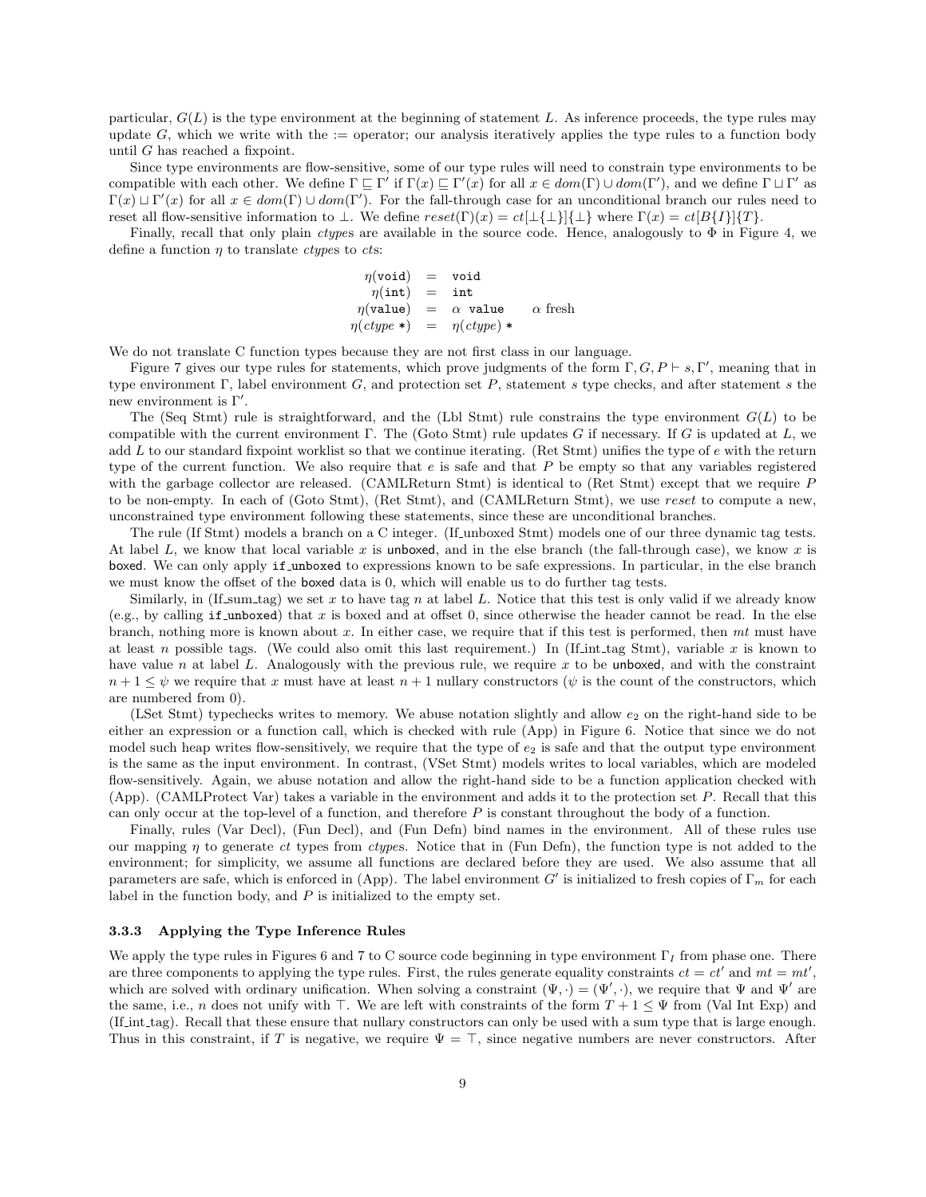particular, $G(L)$ is the type environment at the beginning of statement $L$. As inference proceeds, the type rules may update $G$, which we write with the := operator; our analysis iteratively applies the type rules to a function body until $G$ has reached a fixpoint.

Since type environments are flow-sensitive, some of our type rules will need to constrain type environments to be compatible with each other. We define $\Gamma \sqsubseteq \Gamma'$ if $\Gamma(x) \sqsubseteq \Gamma'(x)$ for all $x \in dom(\Gamma) \cup dom(\Gamma')$, and we define $\Gamma \sqcup \Gamma'$ as $\Gamma(x) \sqcup \Gamma'(x)$ for all $x \in dom(\Gamma) \cup dom(\Gamma')$. For the fall-through case for an unconditional branch our rules need to reset all flow-sensitive information to $\bot$. We define $reset(\Gamma)(x) = ct[\bot\{\bot\}]\{\bot\}$ where $\Gamma(x) = ct[B\{I\}]\{T\}$.

Finally, recall that only plain *ctype*s are available in the source code. Hence, analogously to $\Phi$ in Figure 4, we define a function $\eta$ to translate *ctype*s to *ct*s:

$$
\begin{array}{rcll}
\eta(\texttt{void}) & = & \texttt{void} & \\
\eta(\texttt{int}) & = & \texttt{int} & \\
\eta(\texttt{value}) & = & \alpha\ \texttt{value} & \alpha \text{ fresh} \\
\eta(ctype\ \texttt{*}) & = & \eta(ctype)\ \texttt{*} &
\end{array}
$$

We do not translate C function types because they are not first class in our language.

Figure 7 gives our type rules for statements, which prove judgments of the form $\Gamma, G, P \vdash s, \Gamma'$, meaning that in type environment $\Gamma$, label environment $G$, and protection set $P$, statement $s$ type checks, and after statement $s$ the new environment is $\Gamma'$.

The (Seq Stmt) rule is straightforward, and the (Lbl Stmt) rule constrains the type environment $G(L)$ to be compatible with the current environment $\Gamma$. The (Goto Stmt) rule updates $G$ if necessary. If $G$ is updated at $L$, we add $L$ to our standard fixpoint worklist so that we continue iterating. (Ret Stmt) unifies the type of $e$ with the return type of the current function. We also require that $e$ is safe and that $P$ be empty so that any variables registered with the garbage collector are released. (CAMLReturn Stmt) is identical to (Ret Stmt) except that we require $P$ to be non-empty. In each of (Goto Stmt), (Ret Stmt), and (CAMLReturn Stmt), we use *reset* to compute a new, unconstrained type environment following these statements, since these are unconditional branches.

The rule (If Stmt) models a branch on a C integer. (If_unboxed Stmt) models one of our three dynamic tag tests. At label $L$, we know that local variable $x$ is `unboxed`, and in the else branch (the fall-through case), we know $x$ is `boxed`. We can only apply `if_unboxed` to expressions known to be safe expressions. In particular, in the else branch we must know the offset of the `boxed` data is 0, which will enable us to do further tag tests.

Similarly, in (If_sum_tag) we set $x$ to have tag $n$ at label $L$. Notice that this test is only valid if we already know (e.g., by calling `if_unboxed`) that $x$ is boxed and at offset 0, since otherwise the header cannot be read. In the else branch, nothing more is known about $x$. In either case, we require that if this test is performed, then $mt$ must have at least $n$ possible tags. (We could also omit this last requirement.) In (If_int_tag Stmt), variable $x$ is known to have value $n$ at label $L$. Analogously with the previous rule, we require $x$ to be `unboxed`, and with the constraint $n+1 \leq \psi$ we require that $x$ must have at least $n+1$ nullary constructors ($\psi$ is the count of the constructors, which are numbered from 0).

(LSet Stmt) typechecks writes to memory. We abuse notation slightly and allow $e_2$ on the right-hand side to be either an expression or a function call, which is checked with rule (App) in Figure 6. Notice that since we do not model such heap writes flow-sensitively, we require that the type of $e_2$ is safe and that the output type environment is the same as the input environment. In contrast, (VSet Stmt) models writes to local variables, which are modeled flow-sensitively. Again, we abuse notation and allow the right-hand side to be a function application checked with (App). (CAMLProtect Var) takes a variable in the environment and adds it to the protection set $P$. Recall that this can only occur at the top-level of a function, and therefore $P$ is constant throughout the body of a function.

Finally, rules (Var Decl), (Fun Decl), and (Fun Defn) bind names in the environment. All of these rules use our mapping $\eta$ to generate *ct* types from *ctype*s. Notice that in (Fun Defn), the function type is not added to the environment; for simplicity, we assume all functions are declared before they are used. We also assume that all parameters are safe, which is enforced in (App). The label environment $G'$ is initialized to fresh copies of $\Gamma_m$ for each label in the function body, and $P$ is initialized to the empty set.

### 3.3.3 Applying the Type Inference Rules

We apply the type rules in Figures 6 and 7 to C source code beginning in type environment $\Gamma_I$ from phase one. There are three components to applying the type rules. First, the rules generate equality constraints $ct = ct'$ and $mt = mt'$, which are solved with ordinary unification. When solving a constraint $(\Psi, \cdot) = (\Psi', \cdot)$, we require that $\Psi$ and $\Psi'$ are the same, i.e., $n$ does not unify with $\top$. We are left with constraints of the form $T + 1 \leq \Psi$ from (Val Int Exp) and (If_int_tag). Recall that these ensure that nullary constructors can only be used with a sum type that is large enough. Thus in this constraint, if $T$ is negative, we require $\Psi = \top$, since negative numbers are never constructors. After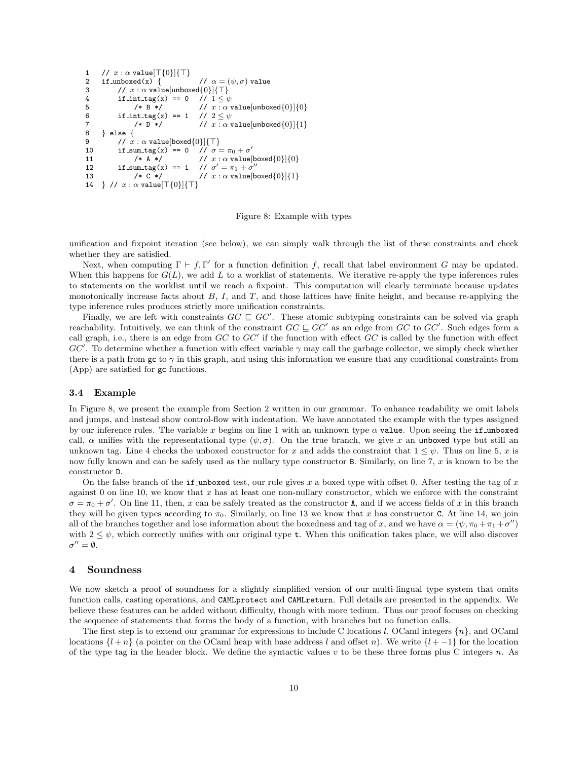```
1   // x : α value[⊤{0}]{⊤}
2   if_unboxed(x) {            // α = (ψ, σ) value
3       // x : α value[unboxed{0}]{⊤}
4       if_int_tag(x) == 0   // 1 ≤ ψ
5           /* B */          // x : α value[unboxed{0}]{0}
6       if_int_tag(x) == 1   // 2 ≤ ψ
7           /* D */          // x : α value[unboxed{0}]{1}
8   } else {
9       // x : α value[boxed{0}]{⊤}
10      if_sum_tag(x) == 0   // σ = π0 + σ′
11          /* A */          // x : α value[boxed{0}]{0}
12      if_sum_tag(x) == 1   // σ′ = π1 + σ″
13          /* C */          // x : α value[boxed{0}]{1}
14  } // x : α value[⊤{0}]{⊤}
```

Figure 8: Example with types

unification and fixpoint iteration (see below), we can simply walk through the list of these constraints and check whether they are satisfied.

Next, when computing $\Gamma \vdash f, \Gamma'$ for a function definition $f$, recall that label environment $G$ may be updated. When this happens for $G(L)$, we add $L$ to a worklist of statements. We iterative re-apply the type inferences rules to statements on the worklist until we reach a fixpoint. This computation will clearly terminate because updates monotonically increase facts about $B$, $I$, and $T$, and those lattices have finite height, and because re-applying the type inference rules produces strictly more unification constraints.

Finally, we are left with constraints $GC \sqsubseteq GC'$. These atomic subtyping constraints can be solved via graph reachability. Intuitively, we can think of the constraint $GC \sqsubseteq GC'$ as an edge from $GC$ to $GC'$. Such edges form a call graph, i.e., there is an edge from $GC$ to $GC'$ if the function with effect $GC$ is called by the function with effect $GC'$. To determine whether a function with effect variable $\gamma$ may call the garbage collector, we simply check whether there is a path from gc to $\gamma$ in this graph, and using this information we ensure that any conditional constraints from (App) are satisfied for gc functions.

### 3.4 Example

In Figure 8, we present the example from Section 2 written in our grammar. To enhance readability we omit labels and jumps, and instead show control-flow with indentation. We have annotated the example with the types assigned by our inference rules. The variable $x$ begins on line 1 with an unknown type $\alpha$ value. Upon seeing the if_unboxed call, $\alpha$ unifies with the representational type $(\psi, \sigma)$. On the true branch, we give $x$ an unboxed type but still an unknown tag. Line 4 checks the unboxed constructor for $x$ and adds the constraint that $1 \leq \psi$. Thus on line 5, $x$ is now fully known and can be safely used as the nullary type constructor B. Similarly, on line 7, $x$ is known to be the constructor D.

On the false branch of the if_unboxed test, our rule gives $x$ a boxed type with offset 0. After testing the tag of $x$ against 0 on line 10, we know that $x$ has at least one non-nullary constructor, which we enforce with the constraint $\sigma = \pi_0 + \sigma'$. On line 11, then, $x$ can be safely treated as the constructor A, and if we access fields of $x$ in this branch they will be given types according to $\pi_0$. Similarly, on line 13 we know that $x$ has constructor C. At line 14, we join all of the branches together and lose information about the boxedness and tag of $x$, and we have $\alpha = (\psi, \pi_0 + \pi_1 + \sigma'')$ with $2 \leq \psi$, which correctly unifies with our original type t. When this unification takes place, we will also discover $\sigma'' = \emptyset$.

## 4 Soundness

We now sketch a proof of soundness for a slightly simplified version of our multi-lingual type system that omits function calls, casting operations, and CAMLprotect and CAMLreturn. Full details are presented in the appendix. We believe these features can be added without difficulty, though with more tedium. Thus our proof focuses on checking the sequence of statements that forms the body of a function, with branches but no function calls.

The first step is to extend our grammar for expressions to include C locations $l$, OCaml integers $\{n\}$, and OCaml locations $\{l + n\}$ (a pointer on the OCaml heap with base address $l$ and offset $n$). We write $\{l + -1\}$ for the location of the type tag in the header block. We define the syntactic values $v$ to be these three forms plus C integers $n$. As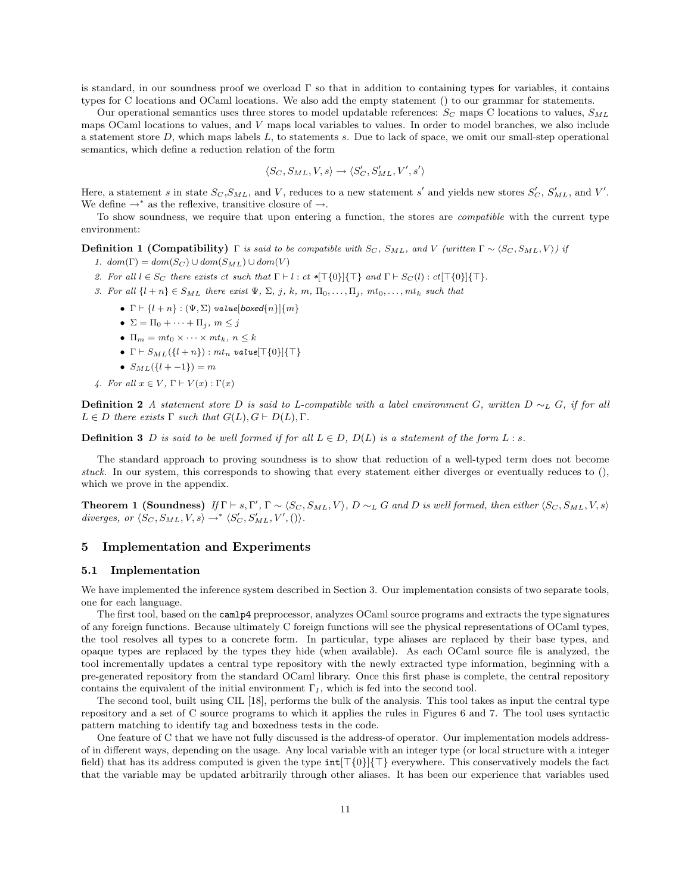is standard, in our soundness proof we overload $\Gamma$ so that in addition to containing types for variables, it contains types for C locations and OCaml locations. We also add the empty statement () to our grammar for statements.

Our operational semantics uses three stores to model updatable references: $S_C$ maps C locations to values, $S_{ML}$ maps OCaml locations to values, and $V$ maps local variables to values. In order to model branches, we also include a statement store $D$, which maps labels $L$, to statements $s$. Due to lack of space, we omit our small-step operational semantics, which define a reduction relation of the form

$$\langle S_C, S_{ML}, V, s\rangle \rightarrow \langle S_C', S_{ML}', V', s'\rangle$$

Here, a statement $s$ in state $S_C$,$S_{ML}$, and $V$, reduces to a new statement $s'$ and yields new stores $S_C'$, $S_{ML}'$, and $V'$. We define $\rightarrow^*$ as the reflexive, transitive closure of $\rightarrow$.

To show soundness, we require that upon entering a function, the stores are *compatible* with the current type environment:

**Definition 1 (Compatibility)** *$\Gamma$ is said to be compatible with $S_C$, $S_{ML}$, and $V$ (written $\Gamma \sim \langle S_C, S_{ML}, V\rangle$) if*

1. *$dom(\Gamma) = dom(S_C) \cup dom(S_{ML}) \cup dom(V)$*
2. *For all $l \in S_C$ there exists $ct$ such that $\Gamma \vdash l : ct *[\top\{0\}]\{\top\}$ and $\Gamma \vdash S_C(l) : ct[\top\{0\}]\{\top\}$.*
3. *For all $\{l+n\} \in S_{ML}$ there exist $\Psi$, $\Sigma$, $j$, $k$, $m$, $\Pi_0, \ldots, \Pi_j$, $mt_0, \ldots, mt_k$ such that*
   - $\Gamma \vdash \{l+n\} : (\Psi, \Sigma)\ \mathtt{value}[\mathit{boxed}\{n\}]\{m\}$
   - $\Sigma = \Pi_0 + \cdots + \Pi_j$, $m \leq j$
   - $\Pi_m = mt_0 \times \cdots \times mt_k$, $n \leq k$
   - $\Gamma \vdash S_{ML}(\{l+n\}) : mt_n\ \mathtt{value}[\top\{0\}]\{\top\}$
   - $S_{ML}(\{l+-1\}) = m$
4. *For all $x \in V$, $\Gamma \vdash V(x) : \Gamma(x)$*

**Definition 2** *A statement store $D$ is said to L-compatible with a label environment $G$, written $D \sim_L G$, if for all $L \in D$ there exists $\Gamma$ such that $G(L), G \vdash D(L), \Gamma$.*

**Definition 3** *$D$ is said to be well formed if for all $L \in D$, $D(L)$ is a statement of the form $L : s$.*

The standard approach to proving soundness is to show that reduction of a well-typed term does not become *stuck*. In our system, this corresponds to showing that every statement either diverges or eventually reduces to (), which we prove in the appendix.

**Theorem 1 (Soundness)** *If $\Gamma \vdash s, \Gamma'$, $\Gamma \sim \langle S_C, S_{ML}, V\rangle$, $D \sim_L G$ and $D$ is well formed, then either $\langle S_C, S_{ML}, V, s\rangle$ diverges, or $\langle S_C, S_{ML}, V, s\rangle \rightarrow^* \langle S_C', S_{ML}', V', ()\rangle$.*

## 5 Implementation and Experiments

### 5.1 Implementation

We have implemented the inference system described in Section 3. Our implementation consists of two separate tools, one for each language.

The first tool, based on the `camlp4` preprocessor, analyzes OCaml source programs and extracts the type signatures of any foreign functions. Because ultimately C foreign functions will see the physical representations of OCaml types, the tool resolves all types to a concrete form. In particular, type aliases are replaced by their base types, and opaque types are replaced by the types they hide (when available). As each OCaml source file is analyzed, the tool incrementally updates a central type repository with the newly extracted type information, beginning with a pre-generated repository from the standard OCaml library. Once this first phase is complete, the central repository contains the equivalent of the initial environment $\Gamma_I$, which is fed into the second tool.

The second tool, built using CIL [18], performs the bulk of the analysis. This tool takes as input the central type repository and a set of C source programs to which it applies the rules in Figures 6 and 7. The tool uses syntactic pattern matching to identify tag and boxedness tests in the code.

One feature of C that we have not fully discussed is the address-of operator. Our implementation models address-of in different ways, depending on the usage. Any local variable with an integer type (or local structure with a integer field) that has its address computed is given the type $\mathtt{int}[\top\{0\}]\{\top\}$ everywhere. This conservatively models the fact that the variable may be updated arbitrarily through other aliases. It has been our experience that variables used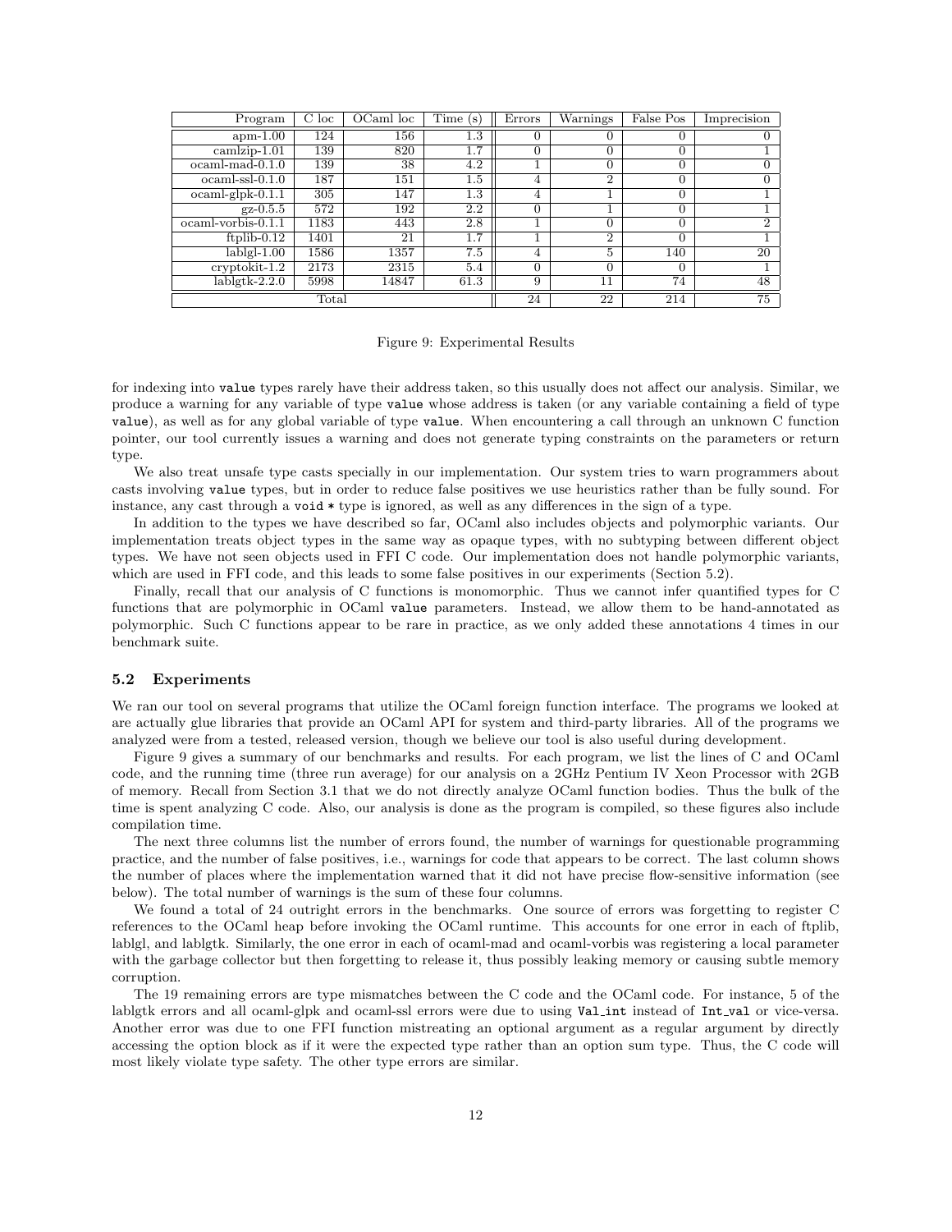| Program | C loc | OCaml loc | Time (s) | Errors | Warnings | False Pos | Imprecision |
|---|---|---|---|---|---|---|---|
| apm-1.00 | 124 | 156 | 1.3 | 0 | 0 | 0 | 0 |
| camlzip-1.01 | 139 | 820 | 1.7 | 0 | 0 | 0 | 1 |
| ocaml-mad-0.1.0 | 139 | 38 | 4.2 | 1 | 0 | 0 | 0 |
| ocaml-ssl-0.1.0 | 187 | 151 | 1.5 | 4 | 2 | 0 | 0 |
| ocaml-glpk-0.1.1 | 305 | 147 | 1.3 | 4 | 1 | 0 | 1 |
| gz-0.5.5 | 572 | 192 | 2.2 | 0 | 1 | 0 | 1 |
| ocaml-vorbis-0.1.1 | 1183 | 443 | 2.8 | 1 | 0 | 0 | 2 |
| ftplib-0.12 | 1401 | 21 | 1.7 | 1 | 2 | 0 | 1 |
| lablgl-1.00 | 1586 | 1357 | 7.5 | 4 | 5 | 140 | 20 |
| cryptokit-1.2 | 2173 | 2315 | 5.4 | 0 | 0 | 0 | 1 |
| lablgtk-2.2.0 | 5998 | 14847 | 61.3 | 9 | 11 | 74 | 48 |
| Total | | | | 24 | 22 | 214 | 75 |

Figure 9: Experimental Results

for indexing into `value` types rarely have their address taken, so this usually does not affect our analysis. Similar, we produce a warning for any variable of type `value` whose address is taken (or any variable containing a field of type `value`), as well as for any global variable of type `value`. When encountering a call through an unknown C function pointer, our tool currently issues a warning and does not generate typing constraints on the parameters or return type.

We also treat unsafe type casts specially in our implementation. Our system tries to warn programmers about casts involving `value` types, but in order to reduce false positives we use heuristics rather than be fully sound. For instance, any cast through a `void *` type is ignored, as well as any differences in the sign of a type.

In addition to the types we have described so far, OCaml also includes objects and polymorphic variants. Our implementation treats object types in the same way as opaque types, with no subtyping between different object types. We have not seen objects used in FFI C code. Our implementation does not handle polymorphic variants, which are used in FFI code, and this leads to some false positives in our experiments (Section 5.2).

Finally, recall that our analysis of C functions is monomorphic. Thus we cannot infer quantified types for C functions that are polymorphic in OCaml `value` parameters. Instead, we allow them to be hand-annotated as polymorphic. Such C functions appear to be rare in practice, as we only added these annotations 4 times in our benchmark suite.

### 5.2 Experiments

We ran our tool on several programs that utilize the OCaml foreign function interface. The programs we looked at are actually glue libraries that provide an OCaml API for system and third-party libraries. All of the programs we analyzed were from a tested, released version, though we believe our tool is also useful during development.

Figure 9 gives a summary of our benchmarks and results. For each program, we list the lines of C and OCaml code, and the running time (three run average) for our analysis on a 2GHz Pentium IV Xeon Processor with 2GB of memory. Recall from Section 3.1 that we do not directly analyze OCaml function bodies. Thus the bulk of the time is spent analyzing C code. Also, our analysis is done as the program is compiled, so these figures also include compilation time.

The next three columns list the number of errors found, the number of warnings for questionable programming practice, and the number of false positives, i.e., warnings for code that appears to be correct. The last column shows the number of places where the implementation warned that it did not have precise flow-sensitive information (see below). The total number of warnings is the sum of these four columns.

We found a total of 24 outright errors in the benchmarks. One source of errors was forgetting to register C references to the OCaml heap before invoking the OCaml runtime. This accounts for one error in each of ftplib, lablgl, and lablgtk. Similarly, the one error in each of ocaml-mad and ocaml-vorbis was registering a local parameter with the garbage collector but then forgetting to release it, thus possibly leaking memory or causing subtle memory corruption.

The 19 remaining errors are type mismatches between the C code and the OCaml code. For instance, 5 of the lablgtk errors and all ocaml-glpk and ocaml-ssl errors were due to using `Val_int` instead of `Int_val` or vice-versa. Another error was due to one FFI function mistreating an optional argument as a regular argument by directly accessing the option block as if it were the expected type rather than an option sum type. Thus, the C code will most likely violate type safety. The other type errors are similar.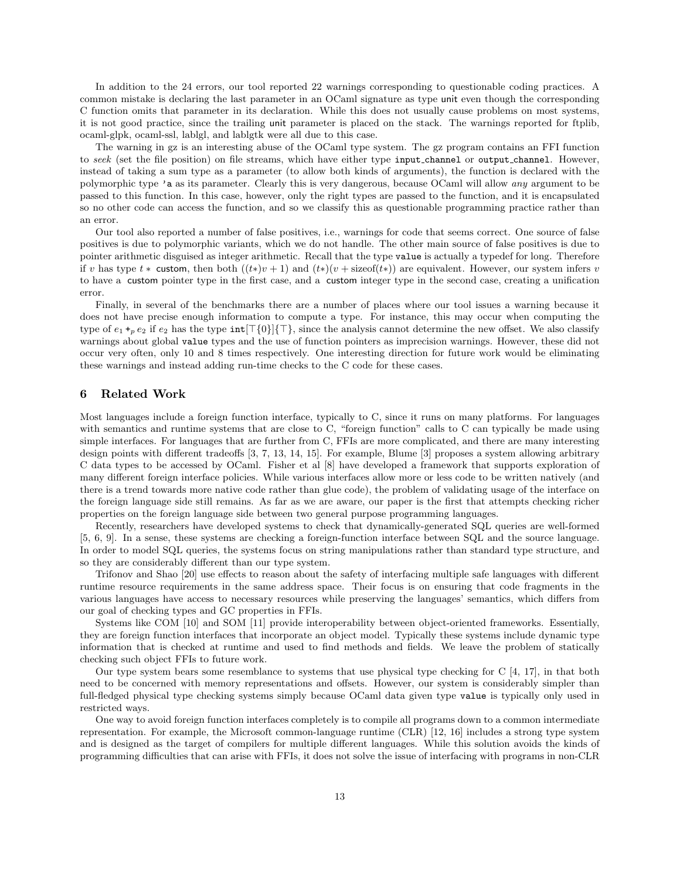In addition to the 24 errors, our tool reported 22 warnings corresponding to questionable coding practices. A common mistake is declaring the last parameter in an OCaml signature as type unit even though the corresponding C function omits that parameter in its declaration. While this does not usually cause problems on most systems, it is not good practice, since the trailing unit parameter is placed on the stack. The warnings reported for ftplib, ocaml-glpk, ocaml-ssl, lablgl, and lablgtk were all due to this case.

The warning in gz is an interesting abuse of the OCaml type system. The gz program contains an FFI function to *seek* (set the file position) on file streams, which have either type `input_channel` or `output_channel`. However, instead of taking a sum type as a parameter (to allow both kinds of arguments), the function is declared with the polymorphic type `'a` as its parameter. Clearly this is very dangerous, because OCaml will allow *any* argument to be passed to this function. In this case, however, only the right types are passed to the function, and it is encapsulated so no other code can access the function, and so we classify this as questionable programming practice rather than an error.

Our tool also reported a number of false positives, i.e., warnings for code that seems correct. One source of false positives is due to polymorphic variants, which we do not handle. The other main source of false positives is due to pointer arithmetic disguised as integer arithmetic. Recall that the type `value` is actually a typedef for long. Therefore if $v$ has type $t *$ custom, then both $((t*)v + 1)$ and $(t*)(v + \text{sizeof}(t*))$ are equivalent. However, our system infers $v$ to have a custom pointer type in the first case, and a custom integer type in the second case, creating a unification error.

Finally, in several of the benchmarks there are a number of places where our tool issues a warning because it does not have precise enough information to compute a type. For instance, this may occur when computing the type of $e_1 +_p e_2$ if $e_2$ has the type $\texttt{int}[\top\{0\}]\{\top\}$, since the analysis cannot determine the new offset. We also classify warnings about global `value` types and the use of function pointers as imprecision warnings. However, these did not occur very often, only 10 and 8 times respectively. One interesting direction for future work would be eliminating these warnings and instead adding run-time checks to the C code for these cases.

## 6 Related Work

Most languages include a foreign function interface, typically to C, since it runs on many platforms. For languages with semantics and runtime systems that are close to C, "foreign function" calls to C can typically be made using simple interfaces. For languages that are further from C, FFIs are more complicated, and there are many interesting design points with different tradeoffs [3, 7, 13, 14, 15]. For example, Blume [3] proposes a system allowing arbitrary C data types to be accessed by OCaml. Fisher et al [8] have developed a framework that supports exploration of many different foreign interface policies. While various interfaces allow more or less code to be written natively (and there is a trend towards more native code rather than glue code), the problem of validating usage of the interface on the foreign language side still remains. As far as we are aware, our paper is the first that attempts checking richer properties on the foreign language side between two general purpose programming languages.

Recently, researchers have developed systems to check that dynamically-generated SQL queries are well-formed [5, 6, 9]. In a sense, these systems are checking a foreign-function interface between SQL and the source language. In order to model SQL queries, the systems focus on string manipulations rather than standard type structure, and so they are considerably different than our type system.

Trifonov and Shao [20] use effects to reason about the safety of interfacing multiple safe languages with different runtime resource requirements in the same address space. Their focus is on ensuring that code fragments in the various languages have access to necessary resources while preserving the languages' semantics, which differs from our goal of checking types and GC properties in FFIs.

Systems like COM [10] and SOM [11] provide interoperability between object-oriented frameworks. Essentially, they are foreign function interfaces that incorporate an object model. Typically these systems include dynamic type information that is checked at runtime and used to find methods and fields. We leave the problem of statically checking such object FFIs to future work.

Our type system bears some resemblance to systems that use physical type checking for C [4, 17], in that both need to be concerned with memory representations and offsets. However, our system is considerably simpler than full-fledged physical type checking systems simply because OCaml data given type `value` is typically only used in restricted ways.

One way to avoid foreign function interfaces completely is to compile all programs down to a common intermediate representation. For example, the Microsoft common-language runtime (CLR) [12, 16] includes a strong type system and is designed as the target of compilers for multiple different languages. While this solution avoids the kinds of programming difficulties that can arise with FFIs, it does not solve the issue of interfacing with programs in non-CLR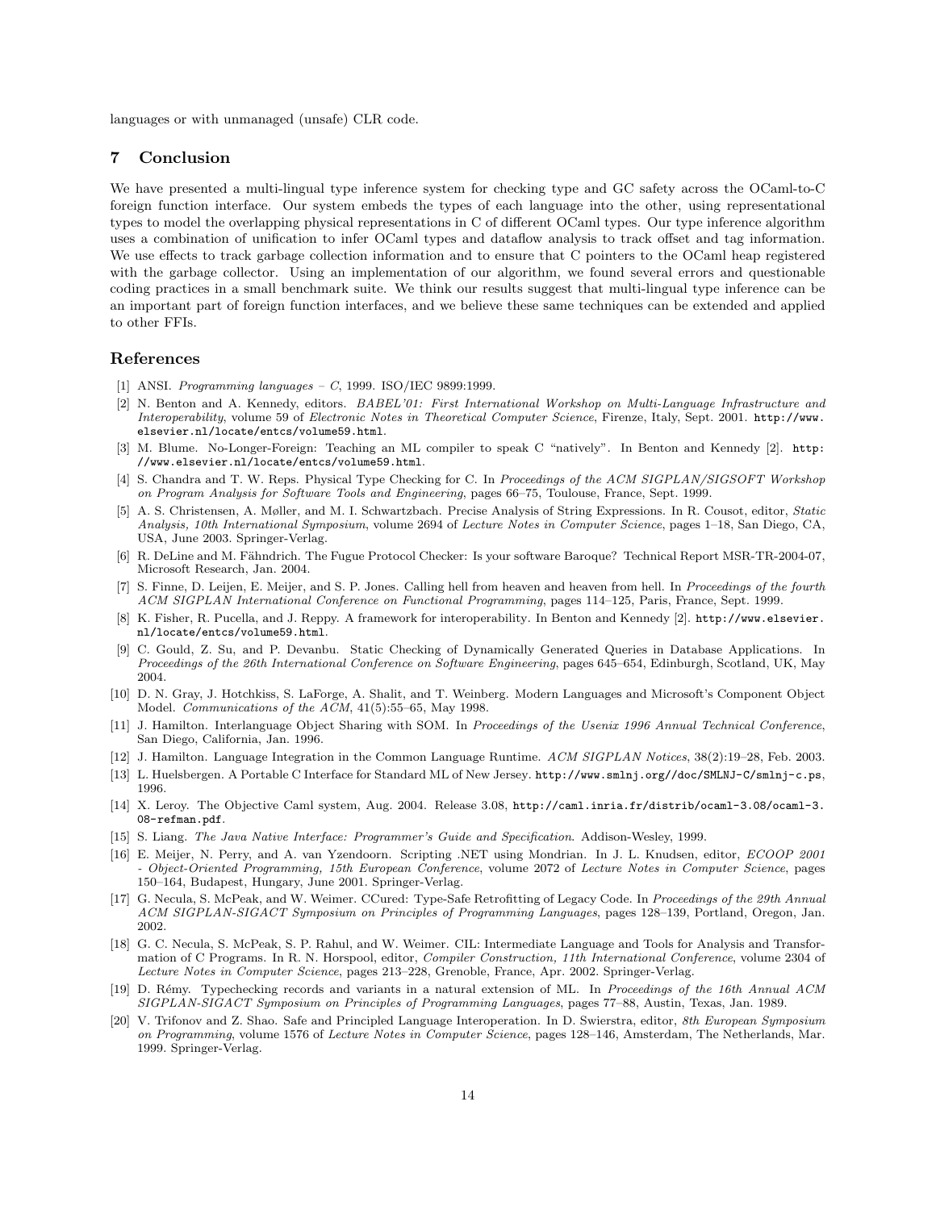languages or with unmanaged (unsafe) CLR code.

## 7 Conclusion

We have presented a multi-lingual type inference system for checking type and GC safety across the OCaml-to-C foreign function interface. Our system embeds the types of each language into the other, using representational types to model the overlapping physical representations in C of different OCaml types. Our type inference algorithm uses a combination of unification to infer OCaml types and dataflow analysis to track offset and tag information. We use effects to track garbage collection information and to ensure that C pointers to the OCaml heap registered with the garbage collector. Using an implementation of our algorithm, we found several errors and questionable coding practices in a small benchmark suite. We think our results suggest that multi-lingual type inference can be an important part of foreign function interfaces, and we believe these same techniques can be extended and applied to other FFIs.

## References

[1] ANSI. *Programming languages – C*, 1999. ISO/IEC 9899:1999.

[2] N. Benton and A. Kennedy, editors. *BABEL'01: First International Workshop on Multi-Language Infrastructure and Interoperability*, volume 59 of *Electronic Notes in Theoretical Computer Science*, Firenze, Italy, Sept. 2001. http://www.elsevier.nl/locate/entcs/volume59.html.

[3] M. Blume. No-Longer-Foreign: Teaching an ML compiler to speak C "natively". In Benton and Kennedy [2]. http://www.elsevier.nl/locate/entcs/volume59.html.

[4] S. Chandra and T. W. Reps. Physical Type Checking for C. In *Proceedings of the ACM SIGPLAN/SIGSOFT Workshop on Program Analysis for Software Tools and Engineering*, pages 66–75, Toulouse, France, Sept. 1999.

[5] A. S. Christensen, A. Møller, and M. I. Schwartzbach. Precise Analysis of String Expressions. In R. Cousot, editor, *Static Analysis, 10th International Symposium*, volume 2694 of *Lecture Notes in Computer Science*, pages 1–18, San Diego, CA, USA, June 2003. Springer-Verlag.

[6] R. DeLine and M. Fähndrich. The Fugue Protocol Checker: Is your software Baroque? Technical Report MSR-TR-2004-07, Microsoft Research, Jan. 2004.

[7] S. Finne, D. Leijen, E. Meijer, and S. P. Jones. Calling hell from heaven and heaven from hell. In *Proceedings of the fourth ACM SIGPLAN International Conference on Functional Programming*, pages 114–125, Paris, France, Sept. 1999.

[8] K. Fisher, R. Pucella, and J. Reppy. A framework for interoperability. In Benton and Kennedy [2]. http://www.elsevier.nl/locate/entcs/volume59.html.

[9] C. Gould, Z. Su, and P. Devanbu. Static Checking of Dynamically Generated Queries in Database Applications. In *Proceedings of the 26th International Conference on Software Engineering*, pages 645–654, Edinburgh, Scotland, UK, May 2004.

[10] D. N. Gray, J. Hotchkiss, S. LaForge, A. Shalit, and T. Weinberg. Modern Languages and Microsoft's Component Object Model. *Communications of the ACM*, 41(5):55–65, May 1998.

[11] J. Hamilton. Interlanguage Object Sharing with SOM. In *Proceedings of the Usenix 1996 Annual Technical Conference*, San Diego, California, Jan. 1996.

[12] J. Hamilton. Language Integration in the Common Language Runtime. *ACM SIGPLAN Notices*, 38(2):19–28, Feb. 2003.

[13] L. Huelsbergen. A Portable C Interface for Standard ML of New Jersey. http://www.smlnj.org//doc/SMLNJ-C/smlnj-c.ps, 1996.

[14] X. Leroy. The Objective Caml system, Aug. 2004. Release 3.08, http://caml.inria.fr/distrib/ocaml-3.08/ocaml-3.08-refman.pdf.

[15] S. Liang. *The Java Native Interface: Programmer's Guide and Specification*. Addison-Wesley, 1999.

[16] E. Meijer, N. Perry, and A. van Yzendoorn. Scripting .NET using Mondrian. In J. L. Knudsen, editor, *ECOOP 2001 - Object-Oriented Programming, 15th European Conference*, volume 2072 of *Lecture Notes in Computer Science*, pages 150–164, Budapest, Hungary, June 2001. Springer-Verlag.

[17] G. Necula, S. McPeak, and W. Weimer. CCured: Type-Safe Retrofitting of Legacy Code. In *Proceedings of the 29th Annual ACM SIGPLAN-SIGACT Symposium on Principles of Programming Languages*, pages 128–139, Portland, Oregon, Jan. 2002.

[18] G. C. Necula, S. McPeak, S. P. Rahul, and W. Weimer. CIL: Intermediate Language and Tools for Analysis and Transformation of C Programs. In R. N. Horspool, editor, *Compiler Construction, 11th International Conference*, volume 2304 of *Lecture Notes in Computer Science*, pages 213–228, Grenoble, France, Apr. 2002. Springer-Verlag.

[19] D. Rémy. Typechecking records and variants in a natural extension of ML. In *Proceedings of the 16th Annual ACM SIGPLAN-SIGACT Symposium on Principles of Programming Languages*, pages 77–88, Austin, Texas, Jan. 1989.

[20] V. Trifonov and Z. Shao. Safe and Principled Language Interoperation. In D. Swierstra, editor, *8th European Symposium on Programming*, volume 1576 of *Lecture Notes in Computer Science*, pages 128–146, Amsterdam, The Netherlands, Mar. 1999. Springer-Verlag.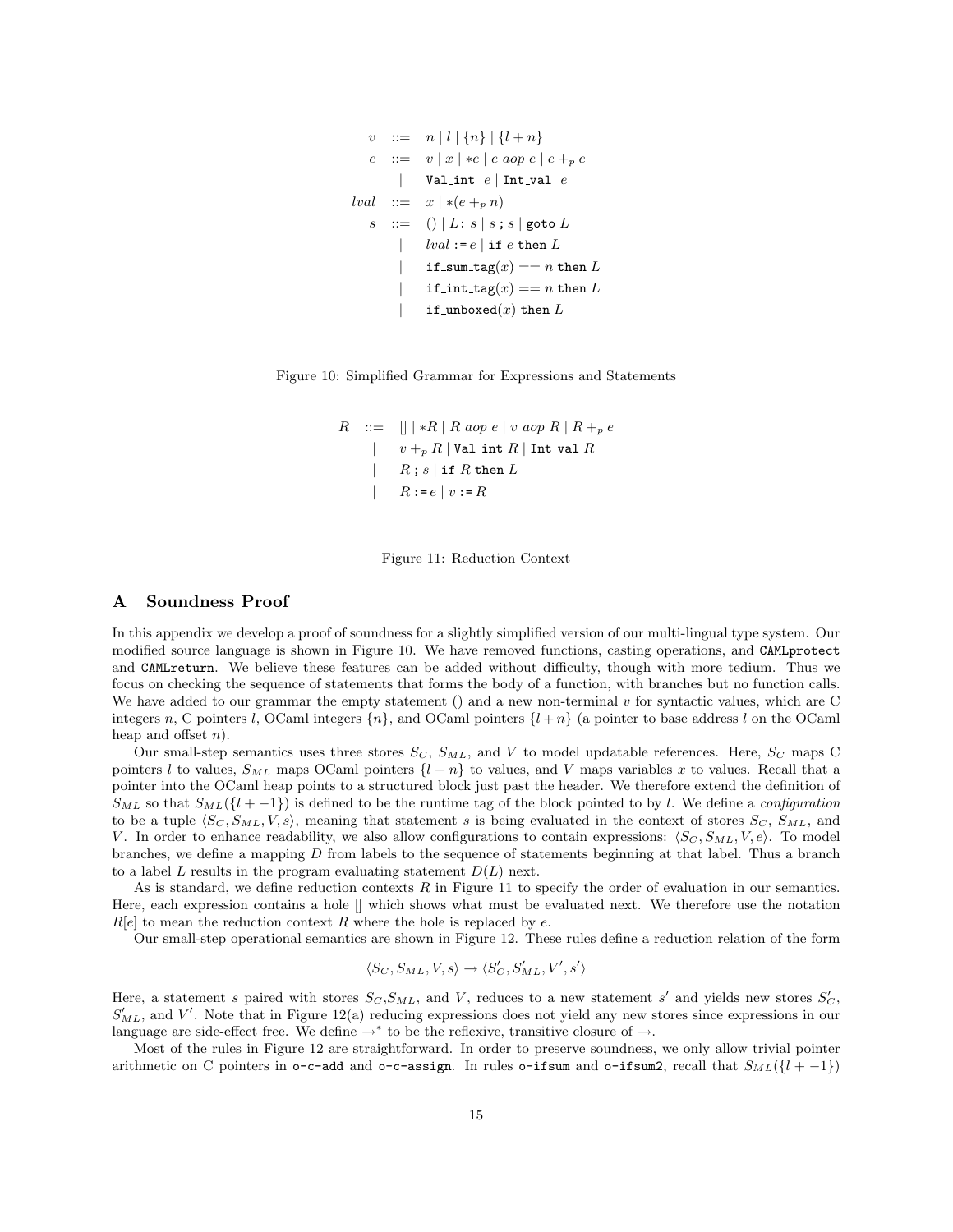$$
\begin{array}{rcl}
v & ::= & n \mid l \mid \{n\} \mid \{l+n\} \\
e & ::= & v \mid x \mid *e \mid e \ aop \ e \mid e +_p e \\
 & \mid & \texttt{Val\_int} \ e \mid \texttt{Int\_val} \ e \\
lval & ::= & x \mid *(e +_p n) \\
s & ::= & () \mid L\texttt{:}\ s \mid s \texttt{;} s \mid \texttt{goto}\ L \\
 & \mid & lval \texttt{ := } e \mid \texttt{if}\ e\ \texttt{then}\ L \\
 & \mid & \texttt{if\_sum\_tag}(x) == n\ \texttt{then}\ L \\
 & \mid & \texttt{if\_int\_tag}(x) == n\ \texttt{then}\ L \\
 & \mid & \texttt{if\_unboxed}(x)\ \texttt{then}\ L
\end{array}
$$

Figure 10: Simplified Grammar for Expressions and Statements

$$
\begin{array}{rcl}
R & ::= & [] \mid *R \mid R \ aop \ e \mid v \ aop \ R \mid R +_p e \\
 & \mid & v +_p R \mid \texttt{Val\_int}\ R \mid \texttt{Int\_val}\ R \\
 & \mid & R \texttt{ ; } s \mid \texttt{if}\ R\ \texttt{then}\ L \\
 & \mid & R \texttt{ := } e \mid v \texttt{ := } R
\end{array}
$$

Figure 11: Reduction Context

## A Soundness Proof

In this appendix we develop a proof of soundness for a slightly simplified version of our multi-lingual type system. Our modified source language is shown in Figure 10. We have removed functions, casting operations, and `CAMLprotect` and `CAMLreturn`. We believe these features can be added without difficulty, though with more tedium. Thus we focus on checking the sequence of statements that forms the body of a function, with branches but no function calls. We have added to our grammar the empty statement () and a new non-terminal $v$ for syntactic values, which are C integers $n$, C pointers $l$, OCaml integers $\{n\}$, and OCaml pointers $\{l+n\}$ (a pointer to base address $l$ on the OCaml heap and offset $n$).

Our small-step semantics uses three stores $S_C$, $S_{ML}$, and $V$ to model updatable references. Here, $S_C$ maps C pointers $l$ to values, $S_{ML}$ maps OCaml pointers $\{l+n\}$ to values, and $V$ maps variables $x$ to values. Recall that a pointer into the OCaml heap points to a structured block just past the header. We therefore extend the definition of $S_{ML}$ so that $S_{ML}(\{l+-1\})$ is defined to be the runtime tag of the block pointed to by $l$. We define a *configuration* to be a tuple $\langle S_C, S_{ML}, V, s\rangle$, meaning that statement $s$ is being evaluated in the context of stores $S_C$, $S_{ML}$, and $V$. In order to enhance readability, we also allow configurations to contain expressions: $\langle S_C, S_{ML}, V, e\rangle$. To model branches, we define a mapping $D$ from labels to the sequence of statements beginning at that label. Thus a branch to a label $L$ results in the program evaluating statement $D(L)$ next.

As is standard, we define reduction contexts $R$ in Figure 11 to specify the order of evaluation in our semantics. Here, each expression contains a hole [] which shows what must be evaluated next. We therefore use the notation $R[e]$ to mean the reduction context $R$ where the hole is replaced by $e$.

Our small-step operational semantics are shown in Figure 12. These rules define a reduction relation of the form

$$\langle S_C, S_{ML}, V, s\rangle \rightarrow \langle S'_C, S'_{ML}, V', s'\rangle$$

Here, a statement $s$ paired with stores $S_C$,$S_{ML}$, and $V$, reduces to a new statement $s'$ and yields new stores $S'_C$, $S'_{ML}$, and $V'$. Note that in Figure 12(a) reducing expressions does not yield any new stores since expressions in our language are side-effect free. We define $\rightarrow^*$ to be the reflexive, transitive closure of $\rightarrow$.

Most of the rules in Figure 12 are straightforward. In order to preserve soundness, we only allow trivial pointer arithmetic on C pointers in `o-c-add` and `o-c-assign`. In rules `o-ifsum` and `o-ifsum2`, recall that $S_{ML}(\{l+-1\})$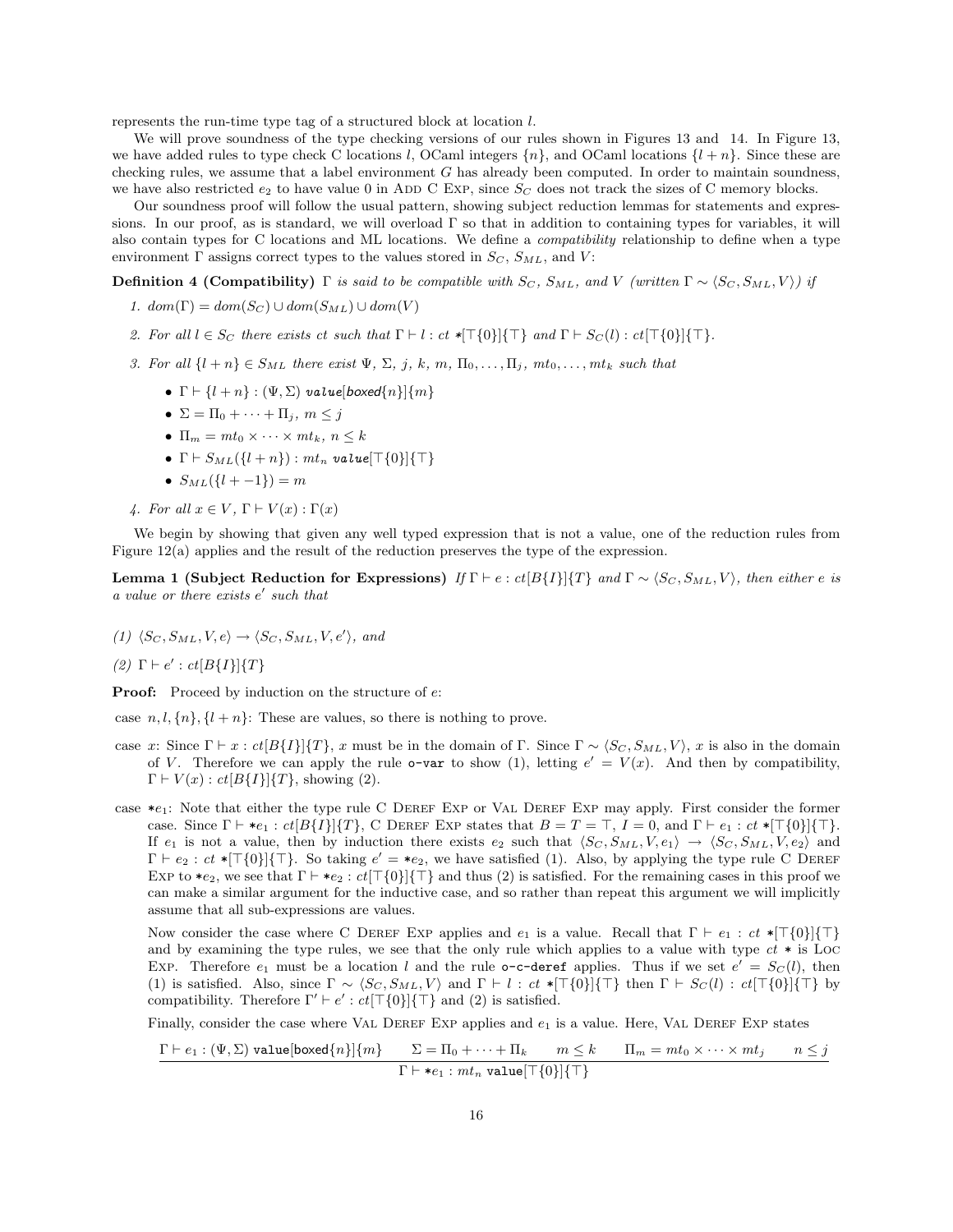represents the run-time type tag of a structured block at location $l$.

We will prove soundness of the type checking versions of our rules shown in Figures 13 and 14. In Figure 13, we have added rules to type check C locations $l$, OCaml integers $\{n\}$, and OCaml locations $\{l + n\}$. Since these are checking rules, we assume that a label environment $G$ has already been computed. In order to maintain soundness, we have also restricted $e_2$ to have value 0 in Add C Exp, since $S_C$ does not track the sizes of C memory blocks.

Our soundness proof will follow the usual pattern, showing subject reduction lemmas for statements and expressions. In our proof, as is standard, we will overload $\Gamma$ so that in addition to containing types for variables, it will also contain types for C locations and ML locations. We define a *compatibility* relationship to define when a type environment $\Gamma$ assigns correct types to the values stored in $S_C$, $S_{ML}$, and $V$:

**Definition 4 (Compatibility)** *$\Gamma$ is said to be compatible with $S_C$, $S_{ML}$, and $V$ (written $\Gamma \sim \langle S_C, S_{ML}, V\rangle$) if*

1. $dom(\Gamma) = dom(S_C) \cup dom(S_{ML}) \cup dom(V)$
2. *For all $l \in S_C$ there exists $ct$ such that $\Gamma \vdash l : ct *[\top\{0\}]\{\top\}$ and $\Gamma \vdash S_C(l) : ct[\top\{0\}]\{\top\}$.*
3. *For all $\{l + n\} \in S_{ML}$ there exist $\Psi$, $\Sigma$, $j$, $k$, $m$, $\Pi_0, \ldots, \Pi_j$, $mt_0, \ldots, mt_k$ such that*
   - $\Gamma \vdash \{l + n\} : (\Psi, \Sigma)$ ***value***$[$*boxed*$\{n\}]\{m\}$
   - $\Sigma = \Pi_0 + \cdots + \Pi_j$, $m \leq j$
   - $\Pi_m = mt_0 \times \cdots \times mt_k$, $n \leq k$
   - $\Gamma \vdash S_{ML}(\{l + n\}) : mt_n$ ***value***$[\top\{0\}]\{\top\}$
   - $S_{ML}(\{l + -1\}) = m$
4. *For all $x \in V$, $\Gamma \vdash V(x) : \Gamma(x)$*

We begin by showing that given any well typed expression that is not a value, one of the reduction rules from Figure 12(a) applies and the result of the reduction preserves the type of the expression.

**Lemma 1 (Subject Reduction for Expressions)** *If $\Gamma \vdash e : ct[B\{I\}]\{T\}$ and $\Gamma \sim \langle S_C, S_{ML}, V\rangle$, then either $e$ is a value or there exists $e'$ such that*

*(1)* $\langle S_C, S_{ML}, V, e\rangle \rightarrow \langle S_C, S_{ML}, V, e'\rangle$, *and*

*(2)* $\Gamma \vdash e' : ct[B\{I\}]\{T\}$

**Proof:** Proceed by induction on the structure of $e$:

case $n, l, \{n\}, \{l + n\}$: These are values, so there is nothing to prove.

case $x$: Since $\Gamma \vdash x : ct[B\{I\}]\{T\}$, $x$ must be in the domain of $\Gamma$. Since $\Gamma \sim \langle S_C, S_{ML}, V\rangle$, $x$ is also in the domain of $V$. Therefore we can apply the rule `o-var` to show (1), letting $e' = V(x)$. And then by compatibility, $\Gamma \vdash V(x) : ct[B\{I\}]\{T\}$, showing (2).

case $*e_1$: Note that either the type rule C Deref Exp or Val Deref Exp may apply. First consider the former case. Since $\Gamma \vdash *e_1 : ct[B\{I\}]\{T\}$, C Deref Exp states that $B = T = \top$, $I = 0$, and $\Gamma \vdash e_1 : ct *[\top\{0\}]\{\top\}$. If $e_1$ is not a value, then by induction there exists $e_2$ such that $\langle S_C, S_{ML}, V, e_1\rangle \rightarrow \langle S_C, S_{ML}, V, e_2\rangle$ and $\Gamma \vdash e_2 : ct *[\top\{0\}]\{\top\}$. So taking $e' = *e_2$, we have satisfied (1). Also, by applying the type rule C Deref Exp to $*e_2$, we see that $\Gamma \vdash *e_2 : ct[\top\{0\}]\{\top\}$ and thus (2) is satisfied. For the remaining cases in this proof we can make a similar argument for the inductive case, and so rather than repeat this argument we will implicitly assume that all sub-expressions are values.

Now consider the case where C Deref Exp applies and $e_1$ is a value. Recall that $\Gamma \vdash e_1 : ct *[\top\{0\}]\{\top\}$ and by examining the type rules, we see that the only rule which applies to a value with type $ct *$ is Loc Exp. Therefore $e_1$ must be a location $l$ and the rule `o-c-deref` applies. Thus if we set $e' = S_C(l)$, then (1) is satisfied. Also, since $\Gamma \sim \langle S_C, S_{ML}, V\rangle$ and $\Gamma \vdash l : ct *[\top\{0\}]\{\top\}$ then $\Gamma \vdash S_C(l) : ct[\top\{0\}]\{\top\}$ by compatibility. Therefore $\Gamma' \vdash e' : ct[\top\{0\}]\{\top\}$ and (2) is satisfied.

Finally, consider the case where Val Deref Exp applies and $e_1$ is a value. Here, Val Deref Exp states

$$\frac{\Gamma \vdash e_1 : (\Psi, \Sigma)\ \texttt{value}[\texttt{boxed}\{n\}]\{m\} \qquad \Sigma = \Pi_0 + \cdots + \Pi_k \qquad m \leq k \qquad \Pi_m = mt_0 \times \cdots \times mt_j \qquad n \leq j}{\Gamma \vdash *e_1 : mt_n\ \texttt{value}[\top\{0\}]\{\top\}}$$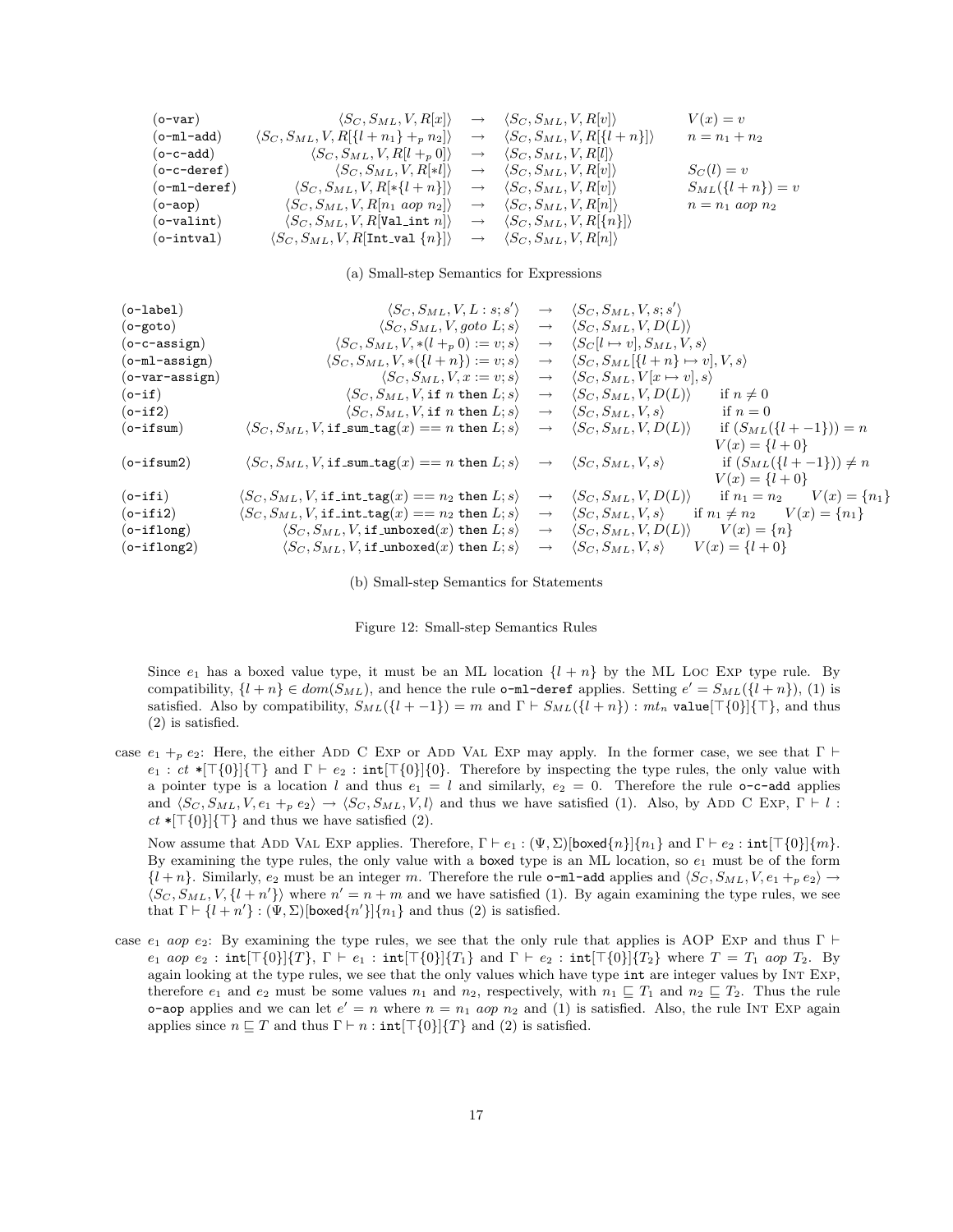| | | | | |
|---|---|---|---|---|
| (o-var) | $\langle S_C, S_{ML}, V, R[x]\rangle$ | $\rightarrow$ | $\langle S_C, S_{ML}, V, R[v]\rangle$ | $V(x) = v$ |
| (o-ml-add) | $\langle S_C, S_{ML}, V, R[\{l + n_1\} +_p n_2]\rangle$ | $\rightarrow$ | $\langle S_C, S_{ML}, V, R[\{l + n\}]\rangle$ | $n = n_1 + n_2$ |
| (o-c-add) | $\langle S_C, S_{ML}, V, R[l +_p 0]\rangle$ | $\rightarrow$ | $\langle S_C, S_{ML}, V, R[l]\rangle$ | |
| (o-c-deref) | $\langle S_C, S_{ML}, V, R[*l]\rangle$ | $\rightarrow$ | $\langle S_C, S_{ML}, V, R[v]\rangle$ | $S_C(l) = v$ |
| (o-ml-deref) | $\langle S_C, S_{ML}, V, R[*\{l + n\}]\rangle$ | $\rightarrow$ | $\langle S_C, S_{ML}, V, R[v]\rangle$ | $S_{ML}(\{l + n\}) = v$ |
| (o-aop) | $\langle S_C, S_{ML}, V, R[n_1 \; aop \; n_2]\rangle$ | $\rightarrow$ | $\langle S_C, S_{ML}, V, R[n]\rangle$ | $n = n_1 \; aop \; n_2$ |
| (o-valint) | $\langle S_C, S_{ML}, V, R[\texttt{Val\_int}\; n]\rangle$ | $\rightarrow$ | $\langle S_C, S_{ML}, V, R[\{n\}]\rangle$ | |
| (o-intval) | $\langle S_C, S_{ML}, V, R[\texttt{Int\_val}\; \{n\}]\rangle$ | $\rightarrow$ | $\langle S_C, S_{ML}, V, R[n]\rangle$ | |

(a) Small-step Semantics for Expressions

| | | | | |
|---|---|---|---|---|
| (o-label) | $\langle S_C, S_{ML}, V, L : s; s'\rangle$ | $\rightarrow$ | $\langle S_C, S_{ML}, V, s; s'\rangle$ | |
| (o-goto) | $\langle S_C, S_{ML}, V, goto\; L; s\rangle$ | $\rightarrow$ | $\langle S_C, S_{ML}, V, D(L)\rangle$ | |
| (o-c-assign) | $\langle S_C, S_{ML}, V, *(l +_p 0) := v; s\rangle$ | $\rightarrow$ | $\langle S_C[l \mapsto v], S_{ML}, V, s\rangle$ | |
| (o-ml-assign) | $\langle S_C, S_{ML}, V, *(\{l + n\}) := v; s\rangle$ | $\rightarrow$ | $\langle S_C, S_{ML}[\{l + n\} \mapsto v], V, s\rangle$ | |
| (o-var-assign) | $\langle S_C, S_{ML}, V, x := v; s\rangle$ | $\rightarrow$ | $\langle S_C, S_{ML}, V[x \mapsto v], s\rangle$ | |
| (o-if) | $\langle S_C, S_{ML}, V, \texttt{if}\; n \;\texttt{then}\; L; s\rangle$ | $\rightarrow$ | $\langle S_C, S_{ML}, V, D(L)\rangle$ | if $n \neq 0$ |
| (o-if2) | $\langle S_C, S_{ML}, V, \texttt{if}\; n \;\texttt{then}\; L; s\rangle$ | $\rightarrow$ | $\langle S_C, S_{ML}, V, s\rangle$ | if $n = 0$ |
| (o-ifsum) | $\langle S_C, S_{ML}, V, \texttt{if\_sum\_tag}(x) == n \;\texttt{then}\; L; s\rangle$ | $\rightarrow$ | $\langle S_C, S_{ML}, V, D(L)\rangle$ | if $(S_{ML}(\{l + -1\})) = n$, $V(x) = \{l + 0\}$ |
| (o-ifsum2) | $\langle S_C, S_{ML}, V, \texttt{if\_sum\_tag}(x) == n \;\texttt{then}\; L; s\rangle$ | $\rightarrow$ | $\langle S_C, S_{ML}, V, s\rangle$ | if $(S_{ML}(\{l + -1\})) \neq n$, $V(x) = \{l + 0\}$ |
| (o-ifi) | $\langle S_C, S_{ML}, V, \texttt{if\_int\_tag}(x) == n_2 \;\texttt{then}\; L; s\rangle$ | $\rightarrow$ | $\langle S_C, S_{ML}, V, D(L)\rangle$ | if $n_1 = n_2$ $\quad V(x) = \{n_1\}$ |
| (o-ifi2) | $\langle S_C, S_{ML}, V, \texttt{if\_int\_tag}(x) == n_2 \;\texttt{then}\; L; s\rangle$ | $\rightarrow$ | $\langle S_C, S_{ML}, V, s\rangle$ | if $n_1 \neq n_2$ $\quad V(x) = \{n_1\}$ |
| (o-iflong) | $\langle S_C, S_{ML}, V, \texttt{if\_unboxed}(x) \;\texttt{then}\; L; s\rangle$ | $\rightarrow$ | $\langle S_C, S_{ML}, V, D(L)\rangle$ | $V(x) = \{n\}$ |
| (o-iflong2) | $\langle S_C, S_{ML}, V, \texttt{if\_unboxed}(x) \;\texttt{then}\; L; s\rangle$ | $\rightarrow$ | $\langle S_C, S_{ML}, V, s\rangle$ | $V(x) = \{l + 0\}$ |

(b) Small-step Semantics for Statements

Figure 12: Small-step Semantics Rules

Since $e_1$ has a boxed value type, it must be an ML location $\{l + n\}$ by the ML Loc Exp type rule. By compatibility, $\{l + n\} \in dom(S_{ML})$, and hence the rule o-ml-deref applies. Setting $e' = S_{ML}(\{l + n\})$, (1) is satisfied. Also by compatibility, $S_{ML}(\{l + -1\}) = m$ and $\Gamma \vdash S_{ML}(\{l + n\}) : mt_n \;\texttt{value}[\top\{0\}]\{\top\}$, and thus (2) is satisfied.

case $e_1 +_p e_2$: Here, the either Add C Exp or Add Val Exp may apply. In the former case, we see that $\Gamma \vdash e_1 : ct\; *[\top\{0\}]\{\top\}$ and $\Gamma \vdash e_2 : \texttt{int}[\top\{0\}]\{0\}$. Therefore by inspecting the type rules, the only value with a pointer type is a location $l$ and thus $e_1 = l$ and similarly, $e_2 = 0$. Therefore the rule o-c-add applies and $\langle S_C, S_{ML}, V, e_1 +_p e_2\rangle \rightarrow \langle S_C, S_{ML}, V, l\rangle$ and thus we have satisfied (1). Also, by Add C Exp, $\Gamma \vdash l : ct\; *[\top\{0\}]\{\top\}$ and thus we have satisfied (2).

Now assume that Add Val Exp applies. Therefore, $\Gamma \vdash e_1 : (\Psi, \Sigma)[\texttt{boxed}\{n\}]\{n_1\}$ and $\Gamma \vdash e_2 : \texttt{int}[\top\{0\}]\{m\}$. By examining the type rules, the only value with a boxed type is an ML location, so $e_1$ must be of the form $\{l + n\}$. Similarly, $e_2$ must be an integer $m$. Therefore the rule o-ml-add applies and $\langle S_C, S_{ML}, V, e_1 +_p e_2\rangle \rightarrow \langle S_C, S_{ML}, V, \{l + n'\}\rangle$ where $n' = n + m$ and we have satisfied (1). By again examining the type rules, we see that $\Gamma \vdash \{l + n'\} : (\Psi, \Sigma)[\texttt{boxed}\{n'\}]\{n_1\}$ and thus (2) is satisfied.

case $e_1 \; aop \; e_2$: By examining the type rules, we see that the only rule that applies is AOP Exp and thus $\Gamma \vdash e_1 \; aop \; e_2 : \texttt{int}[\top\{0\}]\{T\}$, $\Gamma \vdash e_1 : \texttt{int}[\top\{0\}]\{T_1\}$ and $\Gamma \vdash e_2 : \texttt{int}[\top\{0\}]\{T_2\}$ where $T = T_1 \; aop \; T_2$. By again looking at the type rules, we see that the only values which have type int are integer values by Int Exp, therefore $e_1$ and $e_2$ must be some values $n_1$ and $n_2$, respectively, with $n_1 \sqsubseteq T_1$ and $n_2 \sqsubseteq T_2$. Thus the rule o-aop applies and we can let $e' = n$ where $n = n_1 \; aop \; n_2$ and (1) is satisfied. Also, the rule Int Exp again applies since $n \sqsubseteq T$ and thus $\Gamma \vdash n : \texttt{int}[\top\{0\}]\{T\}$ and (2) is satisfied.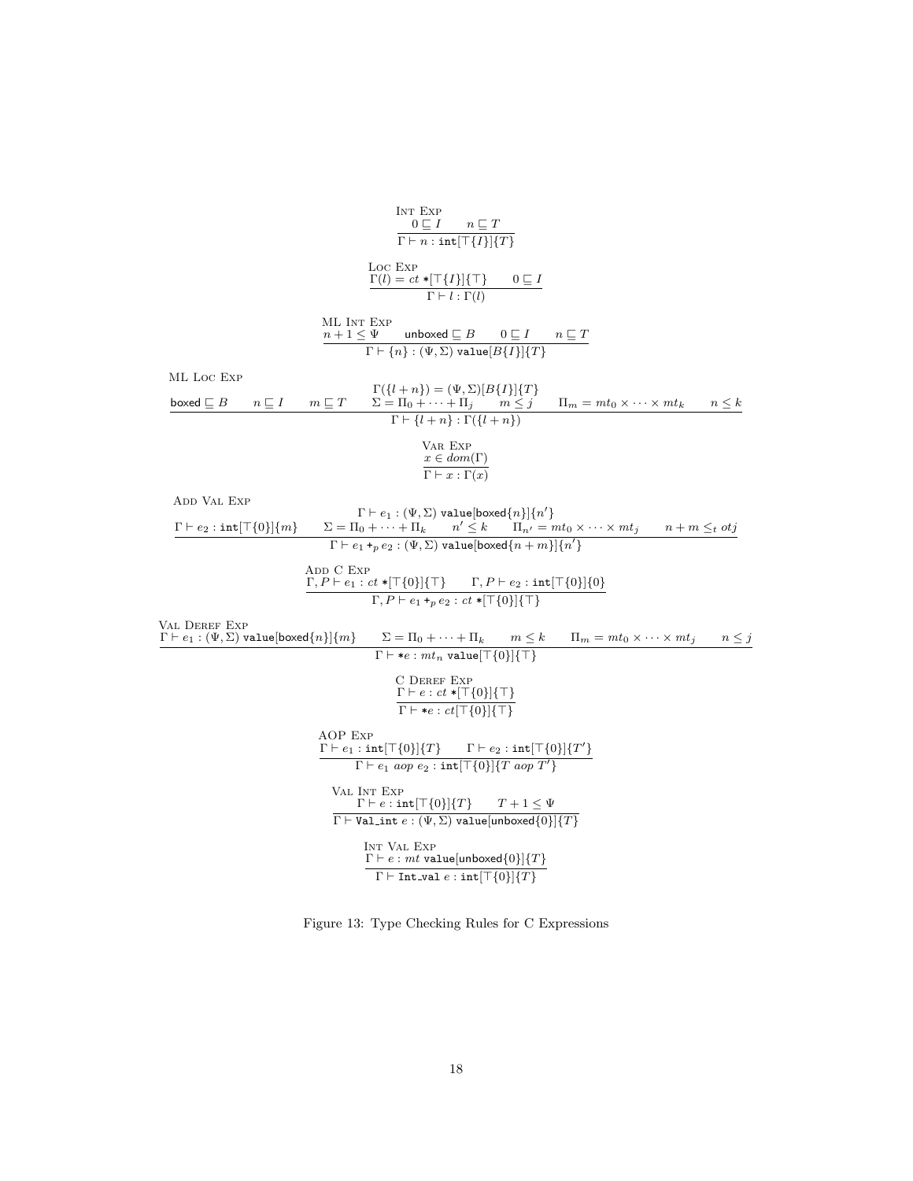Int Exp

$$\frac{0 \sqsubseteq I \qquad n \sqsubseteq T}{\Gamma \vdash n : \texttt{int}[\top\{I\}]\{T\}}$$

Loc Exp

$$\frac{\Gamma(l) = ct *[\top\{I\}]\{\top\} \qquad 0 \sqsubseteq I}{\Gamma \vdash l : \Gamma(l)}$$

ML Int Exp

$$\frac{n+1 \leq \Psi \qquad \mathsf{unboxed} \sqsubseteq B \qquad 0 \sqsubseteq I \qquad n \sqsubseteq T}{\Gamma \vdash \{n\} : (\Psi, \Sigma)\ \texttt{value}[B\{I\}]\{T\}}$$

ML Loc Exp

$$\frac{\mathsf{boxed} \sqsubseteq B \qquad n \sqsubseteq I \qquad m \sqsubseteq T \qquad \begin{array}{c}\Gamma(\{l+n\}) = (\Psi, \Sigma)[B\{I\}]\{T\} \\ \Sigma = \Pi_0 + \cdots + \Pi_j \qquad m \leq j\end{array} \qquad \Pi_m = mt_0 \times \cdots \times mt_k \qquad n \leq k}{\Gamma \vdash \{l+n\} : \Gamma(\{l+n\})}$$

Var Exp

$$\frac{x \in dom(\Gamma)}{\Gamma \vdash x : \Gamma(x)}$$

Add Val Exp

$$\frac{\Gamma \vdash e_2 : \texttt{int}[\top\{0\}]\{m\} \qquad \begin{array}{c}\Gamma \vdash e_1 : (\Psi, \Sigma)\ \texttt{value}[\mathsf{boxed}\{n\}]\{n'\} \\ \Sigma = \Pi_0 + \cdots + \Pi_k \qquad n' \leq k\end{array} \qquad \Pi_{n'} = mt_0 \times \cdots \times mt_j \qquad n+m \leq_t otj}{\Gamma \vdash e_1 +_p e_2 : (\Psi, \Sigma)\ \texttt{value}[\mathsf{boxed}\{n+m\}]\{n'\}}$$

Add C Exp

$$\frac{\Gamma, P \vdash e_1 : ct *[\top\{0\}]\{\top\} \qquad \Gamma, P \vdash e_2 : \texttt{int}[\top\{0\}]\{0\}}{\Gamma, P \vdash e_1 +_p e_2 : ct *[\top\{0\}]\{\top\}}$$

Val Deref Exp

$$\frac{\Gamma \vdash e_1 : (\Psi, \Sigma)\ \texttt{value}[\mathsf{boxed}\{n\}]\{m\} \qquad \Sigma = \Pi_0 + \cdots + \Pi_k \qquad m \leq k \qquad \Pi_m = mt_0 \times \cdots \times mt_j \qquad n \leq j}{\Gamma \vdash *e : mt_n\ \texttt{value}[\top\{0\}]\{\top\}}$$

C Deref Exp

$$\frac{\Gamma \vdash e : ct *[\top\{0\}]\{\top\}}{\Gamma \vdash *e : ct[\top\{0\}]\{\top\}}$$

AOP Exp

$$\frac{\Gamma \vdash e_1 : \texttt{int}[\top\{0\}]\{T\} \qquad \Gamma \vdash e_2 : \texttt{int}[\top\{0\}]\{T'\}}{\Gamma \vdash e_1\ aop\ e_2 : \texttt{int}[\top\{0\}]\{T\ aop\ T'\}}$$

Val Int Exp

$$\frac{\Gamma \vdash e : \texttt{int}[\top\{0\}]\{T\} \qquad T+1 \leq \Psi}{\Gamma \vdash \texttt{Val\_int}\ e : (\Psi, \Sigma)\ \texttt{value}[\mathsf{unboxed}\{0\}]\{T\}}$$

Int Val Exp

$$\frac{\Gamma \vdash e : mt\ \texttt{value}[\mathsf{unboxed}\{0\}]\{T\}}{\Gamma \vdash \texttt{Int\_val}\ e : \texttt{int}[\top\{0\}]\{T\}}$$

Figure 13: Type Checking Rules for C Expressions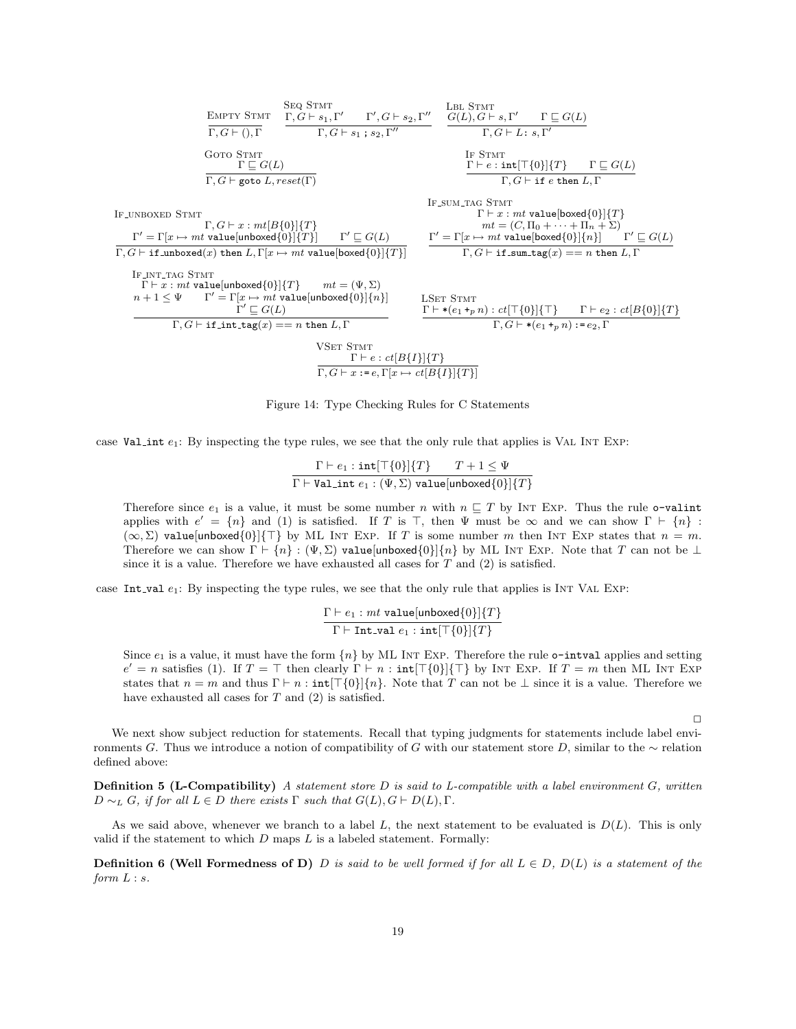$$\frac{}{\Gamma, G \vdash (), \Gamma}\ \textsc{Empty Stmt} \qquad \frac{\Gamma, G \vdash s_1, \Gamma' \qquad \Gamma', G \vdash s_2, \Gamma''}{\Gamma, G \vdash s_1 \texttt{;}\ s_2, \Gamma''}\ \textsc{Seq Stmt} \qquad \frac{G(L), G \vdash s, \Gamma' \qquad \Gamma \sqsubseteq G(L)}{\Gamma, G \vdash L\texttt{:}\ s, \Gamma'}\ \textsc{Lbl Stmt}$$

$$\frac{\Gamma \sqsubseteq G(L)}{\Gamma, G \vdash \texttt{goto}\ L, reset(\Gamma)}\ \textsc{Goto Stmt} \qquad \frac{\Gamma \vdash e : \texttt{int}[\top\{0\}]\{T\} \qquad \Gamma \sqsubseteq G(L)}{\Gamma, G \vdash \texttt{if}\ e\ \texttt{then}\ L, \Gamma}\ \textsc{If Stmt}$$

$$\frac{\Gamma, G \vdash x : mt[B\{0\}]\{T\} \qquad \Gamma' = \Gamma[x \mapsto mt\ \mathsf{value}[\mathsf{unboxed}\{0\}]\{T\}] \qquad \Gamma' \sqsubseteq G(L)}{\Gamma, G \vdash \texttt{if\_unboxed}(x)\ \texttt{then}\ L, \Gamma[x \mapsto mt\ \mathsf{value}[\mathsf{boxed}\{0\}]\{T\}]}\ \textsc{If\_unboxed Stmt}$$

$$\frac{\Gamma \vdash x : mt\ \mathsf{value}[\mathsf{boxed}\{0\}]\{T\} \qquad mt = (C, \Pi_0 + \cdots + \Pi_n + \Sigma) \qquad \Gamma' = \Gamma[x \mapsto mt\ \mathsf{value}[\mathsf{boxed}\{0\}]\{n\}] \qquad \Gamma' \sqsubseteq G(L)}{\Gamma, G \vdash \texttt{if\_sum\_tag}(x) == n\ \texttt{then}\ L, \Gamma}\ \textsc{If\_sum\_tag Stmt}$$

$$\frac{\Gamma \vdash x : mt\ \mathsf{value}[\mathsf{unboxed}\{0\}]\{T\} \qquad mt = (\Psi, \Sigma) \qquad n+1 \le \Psi \qquad \Gamma' = \Gamma[x \mapsto mt\ \mathsf{value}[\mathsf{unboxed}\{0\}]\{n\}] \qquad \Gamma' \sqsubseteq G(L)}{\Gamma, G \vdash \texttt{if\_int\_tag}(x) == n\ \texttt{then}\ L, \Gamma}\ \textsc{If\_int\_tag Stmt}$$

$$\frac{\Gamma \vdash *(e_1 +_p n) : ct[\top\{0\}]\{\top\} \qquad \Gamma \vdash e_2 : ct[B\{0\}]\{T\}}{\Gamma, G \vdash *(e_1 +_p n) \texttt{ := } e_2, \Gamma}\ \textsc{LSet Stmt}$$

$$\frac{\Gamma \vdash e : ct[B\{I\}]\{T\}}{\Gamma, G \vdash x \texttt{ := } e, \Gamma[x \mapsto ct[B\{I\}]\{T\}]}\ \textsc{VSet Stmt}$$

Figure 14: Type Checking Rules for C Statements

case `Val_int` $e_1$: By inspecting the type rules, we see that the only rule that applies is Val Int Exp:

$$\frac{\Gamma \vdash e_1 : \texttt{int}[\top\{0\}]\{T\} \qquad T+1 \le \Psi}{\Gamma \vdash \texttt{Val\_int}\ e_1 : (\Psi, \Sigma)\ \mathsf{value}[\mathsf{unboxed}\{0\}]\{T\}}$$

Therefore since $e_1$ is a value, it must be some number $n$ with $n \sqsubseteq T$ by Int Exp. Thus the rule `o-valint` applies with $e' = \{n\}$ and (1) is satisfied. If $T$ is $\top$, then $\Psi$ must be $\infty$ and we can show $\Gamma \vdash \{n\} : (\infty, \Sigma)\ \mathsf{value}[\mathsf{unboxed}\{0\}]\{\top\}$ by ML Int Exp. If $T$ is some number $m$ then Int Exp states that $n = m$. Therefore we can show $\Gamma \vdash \{n\} : (\Psi, \Sigma)\ \mathsf{value}[\mathsf{unboxed}\{0\}]\{n\}$ by ML Int Exp. Note that $T$ can not be $\bot$ since it is a value. Therefore we have exhausted all cases for $T$ and (2) is satisfied.

case `Int_val` $e_1$: By inspecting the type rules, we see that the only rule that applies is Int Val Exp:

$$\frac{\Gamma \vdash e_1 : mt\ \mathsf{value}[\mathsf{unboxed}\{0\}]\{T\}}{\Gamma \vdash \texttt{Int\_val}\ e_1 : \texttt{int}[\top\{0\}]\{T\}}$$

Since $e_1$ is a value, it must have the form $\{n\}$ by ML Int Exp. Therefore the rule `o-intval` applies and setting $e' = n$ satisfies (1). If $T = \top$ then clearly $\Gamma \vdash n : \texttt{int}[\top\{0\}]\{\top\}$ by Int Exp. If $T = m$ then ML Int Exp states that $n = m$ and thus $\Gamma \vdash n : \texttt{int}[\top\{0\}]\{n\}$. Note that $T$ can not be $\bot$ since it is a value. Therefore we have exhausted all cases for $T$ and (2) is satisfied.

□

We next show subject reduction for statements. Recall that typing judgments for statements include label environments $G$. Thus we introduce a notion of compatibility of $G$ with our statement store $D$, similar to the $\sim$ relation defined above:

**Definition 5 (L-Compatibility)** *A statement store $D$ is said to L-compatible with a label environment $G$, written $D \sim_L G$, if for all $L \in D$ there exists $\Gamma$ such that $G(L), G \vdash D(L), \Gamma$.*

As we said above, whenever we branch to a label $L$, the next statement to be evaluated is $D(L)$. This is only valid if the statement to which $D$ maps $L$ is a labeled statement. Formally:

**Definition 6 (Well Formedness of D)** *$D$ is said to be well formed if for all $L \in D$, $D(L)$ is a statement of the form $L : s$.*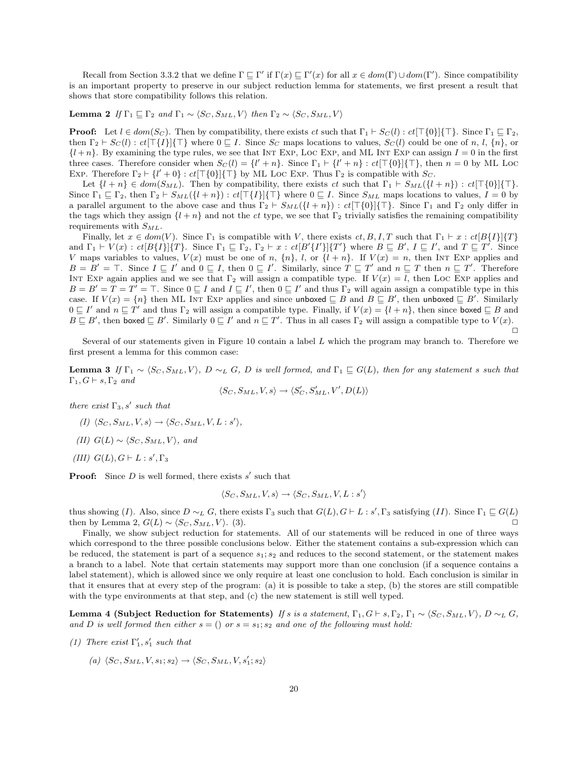Recall from Section 3.3.2 that we define $\Gamma \sqsubseteq \Gamma'$ if $\Gamma(x) \sqsubseteq \Gamma'(x)$ for all $x \in dom(\Gamma) \cup dom(\Gamma')$. Since compatibility is an important property to preserve in our subject reduction lemma for statements, we first present a result that shows that store compatibility follows this relation.

**Lemma 2** *If $\Gamma_1 \sqsubseteq \Gamma_2$ and $\Gamma_1 \sim \langle S_C, S_{ML}, V\rangle$ then $\Gamma_2 \sim \langle S_C, S_{ML}, V\rangle$*

**Proof:** Let $l \in dom(S_C)$. Then by compatibility, there exists $ct$ such that $\Gamma_1 \vdash S_C(l) : ct[\top\{0\}]\{\top\}$. Since $\Gamma_1 \sqsubseteq \Gamma_2$, then $\Gamma_2 \vdash S_C(l) : ct[\top\{I\}]\{\top\}$ where $0 \sqsubseteq I$. Since $S_C$ maps locations to values, $S_C(l)$ could be one of $n$, $l$, $\{n\}$, or $\{l+n\}$. By examining the type rules, we see that Int Exp, Loc Exp, and ML Int Exp can assign $I = 0$ in the first three cases. Therefore consider when $S_C(l) = \{l' + n\}$. Since $\Gamma_1 \vdash \{l' + n\} : ct[\top\{0\}]\{\top\}$, then $n = 0$ by ML Loc Exp. Therefore $\Gamma_2 \vdash \{l' + 0\} : ct[\top\{0\}]\{\top\}$ by ML Loc Exp. Thus $\Gamma_2$ is compatible with $S_C$.

Let $\{l + n\} \in dom(S_{ML})$. Then by compatibility, there exists $ct$ such that $\Gamma_1 \vdash S_{ML}(\{l + n\}) : ct[\top\{0\}]\{\top\}$. Since $\Gamma_1 \sqsubseteq \Gamma_2$, then $\Gamma_2 \vdash S_{ML}(\{l+n\}) : ct[\top\{I\}]\{\top\}$ where $0 \sqsubseteq I$. Since $S_{ML}$ maps locations to values, $I = 0$ by a parallel argument to the above case and thus $\Gamma_2 \vdash S_{ML}(\{l+n\}) : ct[\top\{0\}]\{\top\}$. Since $\Gamma_1$ and $\Gamma_2$ only differ in the tags which they assign $\{l + n\}$ and not the $ct$ type, we see that $\Gamma_2$ trivially satisfies the remaining compatibility requirements with $S_{ML}$.

Finally, let $x \in dom(V)$. Since $\Gamma_1$ is compatible with $V$, there exists $ct, B, I, T$ such that $\Gamma_1 \vdash x : ct[B\{I\}]\{T\}$ and $\Gamma_1 \vdash V(x) : ct[B\{I\}]\{T\}$. Since $\Gamma_1 \sqsubseteq \Gamma_2$, $\Gamma_2 \vdash x : ct[B'\{I'\}]\{T'\}$ where $B \sqsubseteq B'$, $I \sqsubseteq I'$, and $T \sqsubseteq T'$. Since $V$ maps variables to values, $V(x)$ must be one of $n$, $\{n\}$, $l$, or $\{l + n\}$. If $V(x) = n$, then Int Exp applies and $B = B' = \top$. Since $I \sqsubseteq I'$ and $0 \sqsubseteq I$, then $0 \sqsubseteq I'$. Similarly, since $T \sqsubseteq T'$ and $n \sqsubseteq T$ then $n \sqsubseteq T'$. Therefore Int Exp again applies and we see that $\Gamma_2$ will assign a compatible type. If $V(x) = l$, then Loc Exp applies and $B = B' = T = T' = \top$. Since $0 \sqsubseteq I$ and $I \sqsubseteq I'$, then $0 \sqsubseteq I'$ and thus $\Gamma_2$ will again assign a compatible type in this case. If $V(x) = \{n\}$ then ML Int Exp applies and since $\mathsf{unboxed} \sqsubseteq B$ and $B \sqsubseteq B'$, then $\mathsf{unboxed} \sqsubseteq B'$. Similarly $0 \sqsubseteq I'$ and $n \sqsubseteq T'$ and thus $\Gamma_2$ will assign a compatible type. Finally, if $V(x) = \{l + n\}$, then since $\mathsf{boxed} \sqsubseteq B$ and $B \sqsubseteq B'$, then $\mathsf{boxed} \sqsubseteq B'$. Similarly $0 \sqsubseteq I'$ and $n \sqsubseteq T'$. Thus in all cases $\Gamma_2$ will assign a compatible type to $V(x)$. □

Several of our statements given in Figure 10 contain a label $L$ which the program may branch to. Therefore we first present a lemma for this common case:

**Lemma 3** *If $\Gamma_1 \sim \langle S_C, S_{ML}, V\rangle$, $D \sim_L G$, $D$ is well formed, and $\Gamma_1 \sqsubseteq G(L)$, then for any statement $s$ such that $\Gamma_1, G \vdash s, \Gamma_2$ and*

$$\langle S_C, S_{ML}, V, s\rangle \to \langle S'_C, S'_{ML}, V', D(L)\rangle$$

*there exist $\Gamma_3, s'$ such that*

*(I) $\langle S_C, S_{ML}, V, s\rangle \to \langle S_C, S_{ML}, V, L : s'\rangle$,*

*(II) $G(L) \sim \langle S_C, S_{ML}, V\rangle$, and*

*(III) $G(L), G \vdash L : s', \Gamma_3$*

**Proof:** Since $D$ is well formed, there exists $s'$ such that

$$\langle S_C, S_{ML}, V, s\rangle \to \langle S_C, S_{ML}, V, L : s'\rangle$$

thus showing $(I)$. Also, since $D \sim_L G$, there exists $\Gamma_3$ such that $G(L), G \vdash L : s', \Gamma_3$ satisfying $(II)$. Since $\Gamma_1 \sqsubseteq G(L)$ then by Lemma 2, $G(L) \sim \langle S_C, S_{ML}, V\rangle$. (3). □

Finally, we show subject reduction for statements. All of our statements will be reduced in one of three ways which correspond to the three possible conclusions below. Either the statement contains a sub-expression which can be reduced, the statement is part of a sequence $s_1; s_2$ and reduces to the second statement, or the statement makes a branch to a label. Note that certain statements may support more than one conclusion (if a sequence contains a label statement), which is allowed since we only require at least one conclusion to hold. Each conclusion is similar in that it ensures that at every step of the program: (a) it is possible to take a step, (b) the stores are still compatible with the type environments at that step, and (c) the new statement is still well typed.

**Lemma 4 (Subject Reduction for Statements)** *If $s$ is a statement, $\Gamma_1, G \vdash s, \Gamma_2$, $\Gamma_1 \sim \langle S_C, S_{ML}, V\rangle$, $D \sim_L G$, and $D$ is well formed then either $s = ()$ or $s = s_1; s_2$ and one of the following must hold:*

*(1) There exist $\Gamma'_1, s'_1$ such that*

*(a) $\langle S_C, S_{ML}, V, s_1; s_2\rangle \to \langle S_C, S_{ML}, V, s'_1; s_2\rangle$*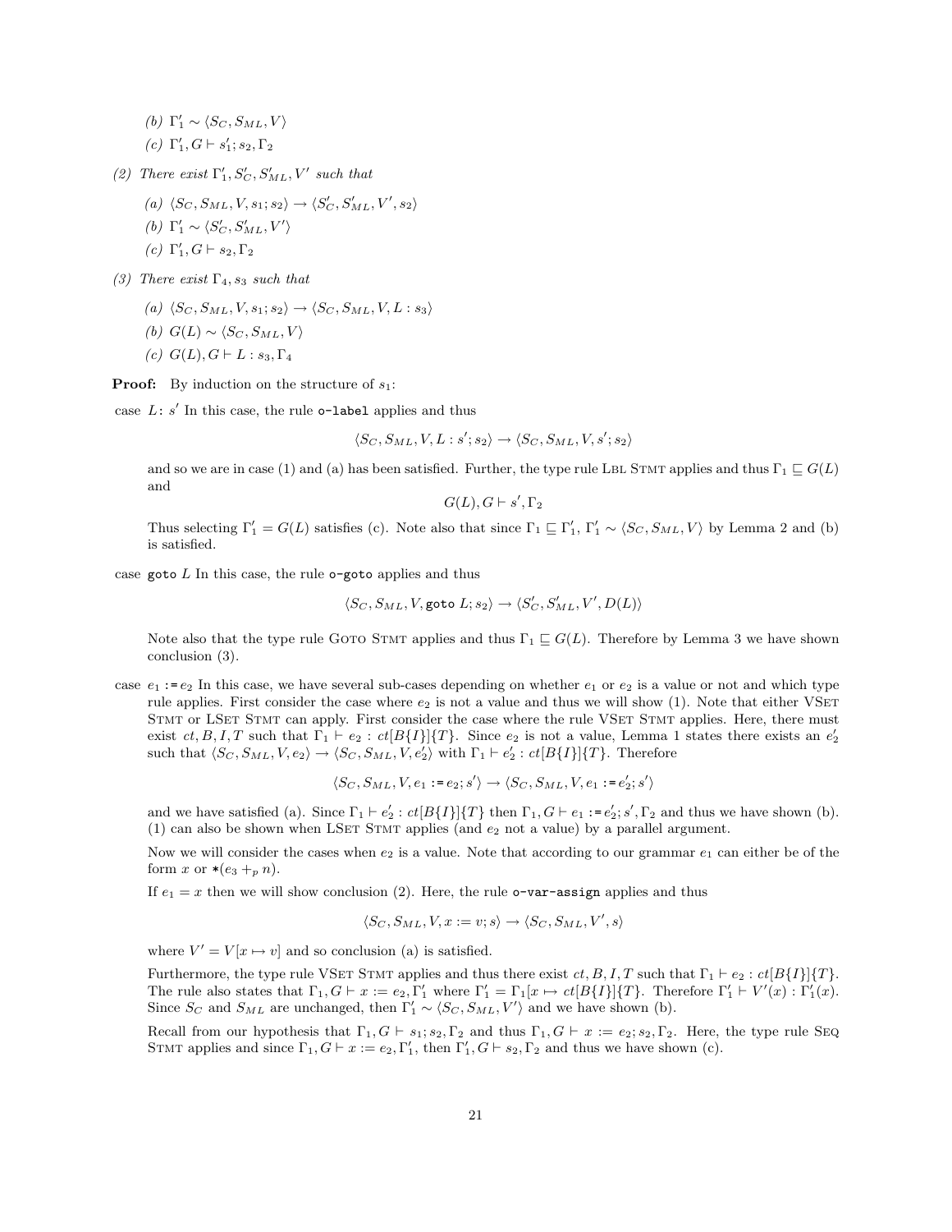(b) $\Gamma_1' \sim \langle S_C, S_{ML}, V\rangle$

(c) $\Gamma_1', G \vdash s_1'; s_2, \Gamma_2$

(2) *There exist* $\Gamma_1', S_C', S_{ML}', V'$ *such that*

(a) $\langle S_C, S_{ML}, V, s_1; s_2\rangle \rightarrow \langle S_C', S_{ML}', V', s_2\rangle$

(b) $\Gamma_1' \sim \langle S_C', S_{ML}', V'\rangle$

(c) $\Gamma_1', G \vdash s_2, \Gamma_2$

(3) *There exist* $\Gamma_4, s_3$ *such that*

(a) $\langle S_C, S_{ML}, V, s_1; s_2\rangle \rightarrow \langle S_C, S_{ML}, V, L : s_3\rangle$

(b) $G(L) \sim \langle S_C, S_{ML}, V\rangle$

(c) $G(L), G \vdash L : s_3, \Gamma_4$

**Proof:** By induction on the structure of $s_1$:

case $L$: $s'$ In this case, the rule `o-label` applies and thus

$$\langle S_C, S_{ML}, V, L : s'; s_2\rangle \rightarrow \langle S_C, S_{ML}, V, s'; s_2\rangle$$

and so we are in case (1) and (a) has been satisfied. Further, the type rule LBL STMT applies and thus $\Gamma_1 \sqsubseteq G(L)$ and

$$G(L), G \vdash s', \Gamma_2$$

Thus selecting $\Gamma_1' = G(L)$ satisfies (c). Note also that since $\Gamma_1 \sqsubseteq \Gamma_1'$, $\Gamma_1' \sim \langle S_C, S_{ML}, V\rangle$ by Lemma 2 and (b) is satisfied.

case `goto` $L$ In this case, the rule `o-goto` applies and thus

$$\langle S_C, S_{ML}, V, \texttt{goto } L; s_2\rangle \rightarrow \langle S_C', S_{ML}', V', D(L)\rangle$$

Note also that the type rule GOTO STMT applies and thus $\Gamma_1 \sqsubseteq G(L)$. Therefore by Lemma 3 we have shown conclusion (3).

case $e_1$ `:=` $e_2$ In this case, we have several sub-cases depending on whether $e_1$ or $e_2$ is a value or not and which type rule applies. First consider the case where $e_2$ is not a value and thus we will show (1). Note that either VSET STMT or LSET STMT can apply. First consider the case where the rule VSET STMT applies. Here, there must exist $ct, B, I, T$ such that $\Gamma_1 \vdash e_2 : ct[B\{I\}]\{T\}$. Since $e_2$ is not a value, Lemma 1 states there exists an $e_2'$ such that $\langle S_C, S_{ML}, V, e_2\rangle \rightarrow \langle S_C, S_{ML}, V, e_2'\rangle$ with $\Gamma_1 \vdash e_2' : ct[B\{I\}]\{T\}$. Therefore

$$\langle S_C, S_{ML}, V, e_1 \texttt{ := } e_2; s'\rangle \rightarrow \langle S_C, S_{ML}, V, e_1 \texttt{ := } e_2'; s'\rangle$$

and we have satisfied (a). Since $\Gamma_1 \vdash e_2' : ct[B\{I\}]\{T\}$ then $\Gamma_1, G \vdash e_1 \texttt{ := } e_2'; s', \Gamma_2$ and thus we have shown (b). (1) can also be shown when LSET STMT applies (and $e_2$ not a value) by a parallel argument.

Now we will consider the cases when $e_2$ is a value. Note that according to our grammar $e_1$ can either be of the form $x$ or $*(e_3 +_p n)$.

If $e_1 = x$ then we will show conclusion (2). Here, the rule `o-var-assign` applies and thus

$$\langle S_C, S_{ML}, V, x := v; s\rangle \rightarrow \langle S_C, S_{ML}, V', s\rangle$$

where $V' = V[x \mapsto v]$ and so conclusion (a) is satisfied.

Furthermore, the type rule VSET STMT applies and thus there exist $ct, B, I, T$ such that $\Gamma_1 \vdash e_2 : ct[B\{I\}]\{T\}$. The rule also states that $\Gamma_1, G \vdash x := e_2, \Gamma_1'$ where $\Gamma_1' = \Gamma_1[x \mapsto ct[B\{I\}]\{T\}$. Therefore $\Gamma_1' \vdash V'(x) : \Gamma_1'(x)$. Since $S_C$ and $S_{ML}$ are unchanged, then $\Gamma_1' \sim \langle S_C, S_{ML}, V'\rangle$ and we have shown (b).

Recall from our hypothesis that $\Gamma_1, G \vdash s_1; s_2, \Gamma_2$ and thus $\Gamma_1, G \vdash x := e_2; s_2, \Gamma_2$. Here, the type rule SEQ STMT applies and since $\Gamma_1, G \vdash x := e_2, \Gamma_1'$, then $\Gamma_1', G \vdash s_2, \Gamma_2$ and thus we have shown (c).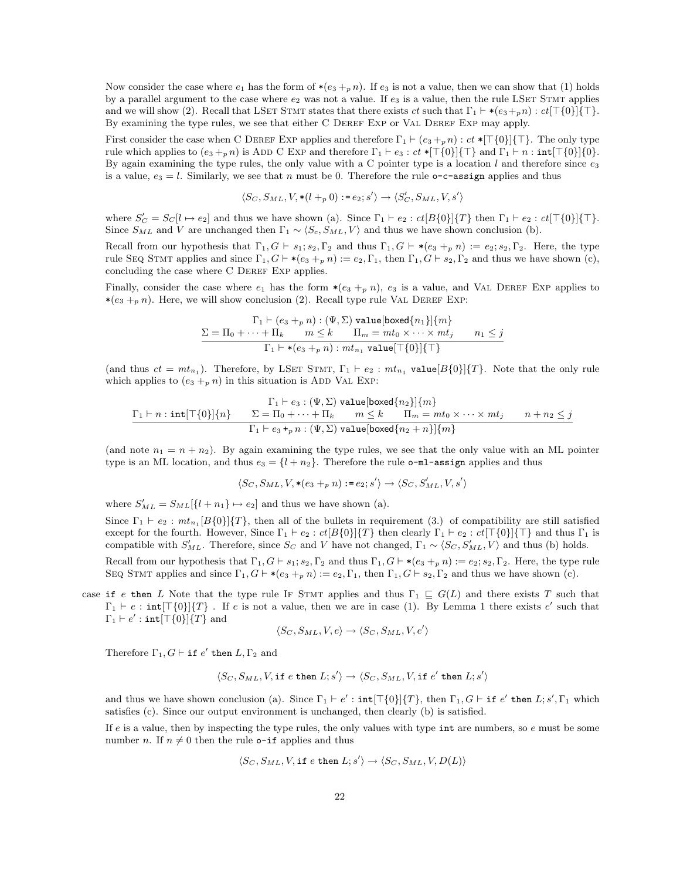Now consider the case where $e_1$ has the form of $*(e_3 +_p n)$. If $e_3$ is not a value, then we can show that (1) holds by a parallel argument to the case where $e_2$ was not a value. If $e_3$ is a value, then the rule LSet Stmt applies and we will show (2). Recall that LSet Stmt states that there exists $ct$ such that $\Gamma_1 \vdash *(e_3 +_p n) : ct[\top\{0\}]\{\top\}$. By examining the type rules, we see that either C Deref Exp or Val Deref Exp may apply.

First consider the case when C Deref Exp applies and therefore $\Gamma_1 \vdash (e_3 +_p n) : ct\ *[\top\{0\}]\{\top\}$. The only type rule which applies to $(e_3 +_p n)$ is Add C Exp and therefore $\Gamma_1 \vdash e_3 : ct\ *[\top\{0\}]\{\top\}$ and $\Gamma_1 \vdash n : \texttt{int}[\top\{0\}]\{0\}$. By again examining the type rules, the only value with a C pointer type is a location $l$ and therefore since $e_3$ is a value, $e_3 = l$. Similarly, we see that $n$ must be 0. Therefore the rule `o-c-assign` applies and thus

$$\langle S_C, S_{ML}, V, *(l +_p 0) := e_2; s' \rangle \rightarrow \langle S'_C, S_{ML}, V, s' \rangle$$

where $S'_C = S_C[l \mapsto e_2]$ and thus we have shown (a). Since $\Gamma_1 \vdash e_2 : ct[B\{0\}]\{T\}$ then $\Gamma_1 \vdash e_2 : ct[\top\{0\}]\{\top\}$. Since $S_{ML}$ and $V$ are unchanged then $\Gamma_1 \sim \langle S_c, S_{ML}, V \rangle$ and thus we have shown conclusion (b).

Recall from our hypothesis that $\Gamma_1, G \vdash s_1; s_2, \Gamma_2$ and thus $\Gamma_1, G \vdash *(e_3 +_p n) := e_2; s_2, \Gamma_2$. Here, the type rule Seq Stmt applies and since $\Gamma_1, G \vdash *(e_3 +_p n) := e_2, \Gamma_1$, then $\Gamma_1, G \vdash s_2, \Gamma_2$ and thus we have shown (c), concluding the case where C Deref Exp applies.

Finally, consider the case where $e_1$ has the form $*(e_3 +_p n)$, $e_3$ is a value, and Val Deref Exp applies to $*(e_3 +_p n)$. Here, we will show conclusion (2). Recall type rule Val Deref Exp:

$$\frac{\begin{array}{c}\Gamma_1 \vdash (e_3 +_p n) : (\Psi, \Sigma)\ \texttt{value}[\mathsf{boxed}\{n_1\}]\{m\} \\ \Sigma = \Pi_0 + \cdots + \Pi_k \qquad m \leq k \qquad \Pi_m = mt_0 \times \cdots \times mt_j \qquad n_1 \leq j\end{array}}{\Gamma_1 \vdash *(e_3 +_p n) : mt_{n_1}\ \texttt{value}[\top\{0\}]\{\top\}}$$

(and thus $ct = mt_{n_1}$). Therefore, by LSet Stmt, $\Gamma_1 \vdash e_2 : mt_{n_1}\ \texttt{value}[B\{0\}]\{T\}$. Note that the only rule which applies to $(e_3 +_p n)$ in this situation is Add Val Exp:

$$\frac{\begin{array}{c}\Gamma_1 \vdash e_3 : (\Psi, \Sigma)\ \texttt{value}[\mathsf{boxed}\{n_2\}]\{m\} \\ \Gamma_1 \vdash n : \texttt{int}[\top\{0\}]\{n\} \qquad \Sigma = \Pi_0 + \cdots + \Pi_k \qquad m \leq k \qquad \Pi_m = mt_0 \times \cdots \times mt_j \qquad n + n_2 \leq j\end{array}}{\Gamma_1 \vdash e_3 +_p n : (\Psi, \Sigma)\ \texttt{value}[\mathsf{boxed}\{n_2 + n\}]\{m\}}$$

(and note $n_1 = n + n_2$). By again examining the type rules, we see that the only value with an ML pointer type is an ML location, and thus $e_3 = \{l + n_2\}$. Therefore the rule `o-ml-assign` applies and thus

$$\langle S_C, S_{ML}, V, *(e_3 +_p n) := e_2; s' \rangle \rightarrow \langle S_C, S'_{ML}, V, s' \rangle$$

where $S'_{ML} = S_{ML}[\{l + n_1\} \mapsto e_2]$ and thus we have shown (a).

Since $\Gamma_1 \vdash e_2 : mt_{n_1}[B\{0\}]\{T\}$, then all of the bullets in requirement (3.) of compatibility are still satisfied except for the fourth. However, Since $\Gamma_1 \vdash e_2 : ct[B\{0\}]\{T\}$ then clearly $\Gamma_1 \vdash e_2 : ct[\top\{0\}]\{\top\}$ and thus $\Gamma_1$ is compatible with $S'_{ML}$. Therefore, since $S_C$ and $V$ have not changed, $\Gamma_1 \sim \langle S_C, S'_{ML}, V \rangle$ and thus (b) holds.

Recall from our hypothesis that $\Gamma_1, G \vdash s_1; s_2, \Gamma_2$ and thus $\Gamma_1, G \vdash *(e_3 +_p n) := e_2; s_2, \Gamma_2$. Here, the type rule Seq Stmt applies and since $\Gamma_1, G \vdash *(e_3 +_p n) := e_2, \Gamma_1$, then $\Gamma_1, G \vdash s_2, \Gamma_2$ and thus we have shown (c).

case `if` $e$ `then` $L$ Note that the type rule If Stmt applies and thus $\Gamma_1 \sqsubseteq G(L)$ and there exists $T$ such that $\Gamma_1 \vdash e : \texttt{int}[\top\{0\}]\{T\}$ . If $e$ is not a value, then we are in case (1). By Lemma 1 there exists $e'$ such that $\Gamma_1 \vdash e' : \texttt{int}[\top\{0\}]\{T\}$ and

$$\langle S_C, S_{ML}, V, e \rangle \rightarrow \langle S_C, S_{ML}, V, e' \rangle$$

Therefore $\Gamma_1, G \vdash \texttt{if}\ e'\ \texttt{then}\ L, \Gamma_2$ and

$$\langle S_C, S_{ML}, V, \texttt{if}\ e\ \texttt{then}\ L; s' \rangle \rightarrow \langle S_C, S_{ML}, V, \texttt{if}\ e'\ \texttt{then}\ L; s' \rangle$$

and thus we have shown conclusion (a). Since $\Gamma_1 \vdash e' : \texttt{int}[\top\{0\}]\{T\}$, then $\Gamma_1, G \vdash \texttt{if}\ e'\ \texttt{then}\ L; s', \Gamma_1$ which satisfies (c). Since our output environment is unchanged, then clearly (b) is satisfied.

If $e$ is a value, then by inspecting the type rules, the only values with type `int` are numbers, so $e$ must be some number $n$. If $n \neq 0$ then the rule `o-if` applies and thus

$$\langle S_C, S_{ML}, V, \texttt{if}\ e\ \texttt{then}\ L; s' \rangle \rightarrow \langle S_C, S_{ML}, V, D(L) \rangle$$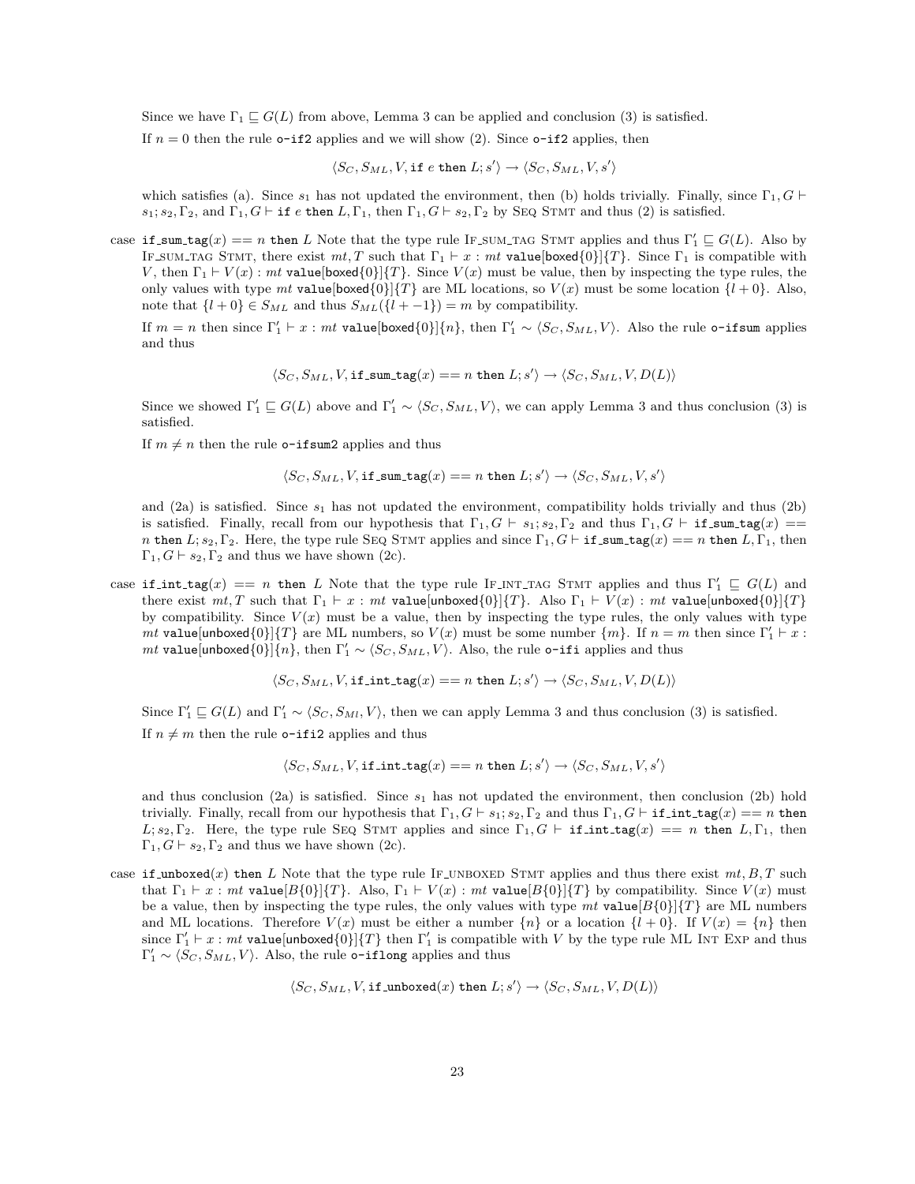Since we have $\Gamma_1 \sqsubseteq G(L)$ from above, Lemma 3 can be applied and conclusion (3) is satisfied.

If $n = 0$ then the rule `o-if2` applies and we will show (2). Since `o-if2` applies, then

$$\langle S_C, S_{ML}, V, \texttt{if } e \texttt{ then } L; s' \rangle \rightarrow \langle S_C, S_{ML}, V, s' \rangle$$

which satisfies (a). Since $s_1$ has not updated the environment, then (b) holds trivially. Finally, since $\Gamma_1, G \vdash s_1; s_2, \Gamma_2$, and $\Gamma_1, G \vdash \texttt{if } e \texttt{ then } L, \Gamma_1$, then $\Gamma_1, G \vdash s_2, \Gamma_2$ by Seq Stmt and thus (2) is satisfied.

case $\texttt{if\_sum\_tag}(x) == n \texttt{ then } L$ Note that the type rule If_sum_tag Stmt applies and thus $\Gamma_1' \sqsubseteq G(L)$. Also by If_sum_tag Stmt, there exist $mt, T$ such that $\Gamma_1 \vdash x : mt\ \texttt{value}[\texttt{boxed}\{0\}]\{T\}$. Since $\Gamma_1$ is compatible with $V$, then $\Gamma_1 \vdash V(x) : mt\ \texttt{value}[\texttt{boxed}\{0\}]\{T\}$. Since $V(x)$ must be value, then by inspecting the type rules, the only values with type $mt\ \texttt{value}[\texttt{boxed}\{0\}]\{T\}$ are ML locations, so $V(x)$ must be some location $\{l + 0\}$. Also, note that $\{l + 0\} \in S_{ML}$ and thus $S_{ML}(\{l + -1\}) = m$ by compatibility.

If $m = n$ then since $\Gamma_1' \vdash x : mt\ \texttt{value}[\texttt{boxed}\{0\}]\{n\}$, then $\Gamma_1' \sim \langle S_C, S_{ML}, V \rangle$. Also the rule `o-ifsum` applies and thus

$$\langle S_C, S_{ML}, V, \texttt{if\_sum\_tag}(x) == n \texttt{ then } L; s' \rangle \rightarrow \langle S_C, S_{ML}, V, D(L) \rangle$$

Since we showed $\Gamma_1' \sqsubseteq G(L)$ above and $\Gamma_1' \sim \langle S_C, S_{ML}, V \rangle$, we can apply Lemma 3 and thus conclusion (3) is satisfied.

If $m \neq n$ then the rule `o-ifsum2` applies and thus

$$\langle S_C, S_{ML}, V, \texttt{if\_sum\_tag}(x) == n \texttt{ then } L; s' \rangle \rightarrow \langle S_C, S_{ML}, V, s' \rangle$$

and (2a) is satisfied. Since $s_1$ has not updated the environment, compatibility holds trivially and thus (2b) is satisfied. Finally, recall from our hypothesis that $\Gamma_1, G \vdash s_1; s_2, \Gamma_2$ and thus $\Gamma_1, G \vdash \texttt{if\_sum\_tag}(x) == n \texttt{ then } L; s_2, \Gamma_2$. Here, the type rule Seq Stmt applies and since $\Gamma_1, G \vdash \texttt{if\_sum\_tag}(x) == n \texttt{ then } L, \Gamma_1$, then $\Gamma_1, G \vdash s_2, \Gamma_2$ and thus we have shown (2c).

case $\texttt{if\_int\_tag}(x) == n \texttt{ then } L$ Note that the type rule If_int_tag Stmt applies and thus $\Gamma_1' \sqsubseteq G(L)$ and there exist $mt, T$ such that $\Gamma_1 \vdash x : mt\ \texttt{value}[\texttt{unboxed}\{0\}]\{T\}$. Also $\Gamma_1 \vdash V(x) : mt\ \texttt{value}[\texttt{unboxed}\{0\}]\{T\}$ by compatibility. Since $V(x)$ must be a value, then by inspecting the type rules, the only values with type $mt\ \texttt{value}[\texttt{unboxed}\{0\}]\{T\}$ are ML numbers, so $V(x)$ must be some number $\{m\}$. If $n = m$ then since $\Gamma_1' \vdash x : mt\ \texttt{value}[\texttt{unboxed}\{0\}]\{n\}$, then $\Gamma_1' \sim \langle S_C, S_{ML}, V \rangle$. Also, the rule `o-ifi` applies and thus

$$\langle S_C, S_{ML}, V, \texttt{if\_int\_tag}(x) == n \texttt{ then } L; s' \rangle \rightarrow \langle S_C, S_{ML}, V, D(L) \rangle$$

Since $\Gamma_1' \sqsubseteq G(L)$ and $\Gamma_1' \sim \langle S_C, S_{Ml}, V \rangle$, then we can apply Lemma 3 and thus conclusion (3) is satisfied.

If $n \neq m$ then the rule `o-ifi2` applies and thus

$$\langle S_C, S_{ML}, V, \texttt{if\_int\_tag}(x) == n \texttt{ then } L; s' \rangle \rightarrow \langle S_C, S_{ML}, V, s' \rangle$$

and thus conclusion (2a) is satisfied. Since $s_1$ has not updated the environment, then conclusion (2b) hold trivially. Finally, recall from our hypothesis that $\Gamma_1, G \vdash s_1; s_2, \Gamma_2$ and thus $\Gamma_1, G \vdash \texttt{if\_int\_tag}(x) == n \texttt{ then } L; s_2, \Gamma_2$. Here, the type rule Seq Stmt applies and since $\Gamma_1, G \vdash \texttt{if\_int\_tag}(x) == n \texttt{ then } L, \Gamma_1$, then $\Gamma_1, G \vdash s_2, \Gamma_2$ and thus we have shown (2c).

case $\texttt{if\_unboxed}(x) \texttt{ then } L$ Note that the type rule If_unboxed Stmt applies and thus there exist $mt, B, T$ such that $\Gamma_1 \vdash x : mt\ \texttt{value}[B\{0\}]\{T\}$. Also, $\Gamma_1 \vdash V(x) : mt\ \texttt{value}[B\{0\}]\{T\}$ by compatibility. Since $V(x)$ must be a value, then by inspecting the type rules, the only values with type $mt\ \texttt{value}[B\{0\}]\{T\}$ are ML numbers and ML locations. Therefore $V(x)$ must be either a number $\{n\}$ or a location $\{l + 0\}$. If $V(x) = \{n\}$ then since $\Gamma_1' \vdash x : mt\ \texttt{value}[\texttt{unboxed}\{0\}]\{T\}$ then $\Gamma_1'$ is compatible with $V$ by the type rule ML Int Exp and thus $\Gamma_1' \sim \langle S_C, S_{ML}, V \rangle$. Also, the rule `o-iflong` applies and thus

$$\langle S_C, S_{ML}, V, \texttt{if\_unboxed}(x) \texttt{ then } L; s' \rangle \rightarrow \langle S_C, S_{ML}, V, D(L) \rangle$$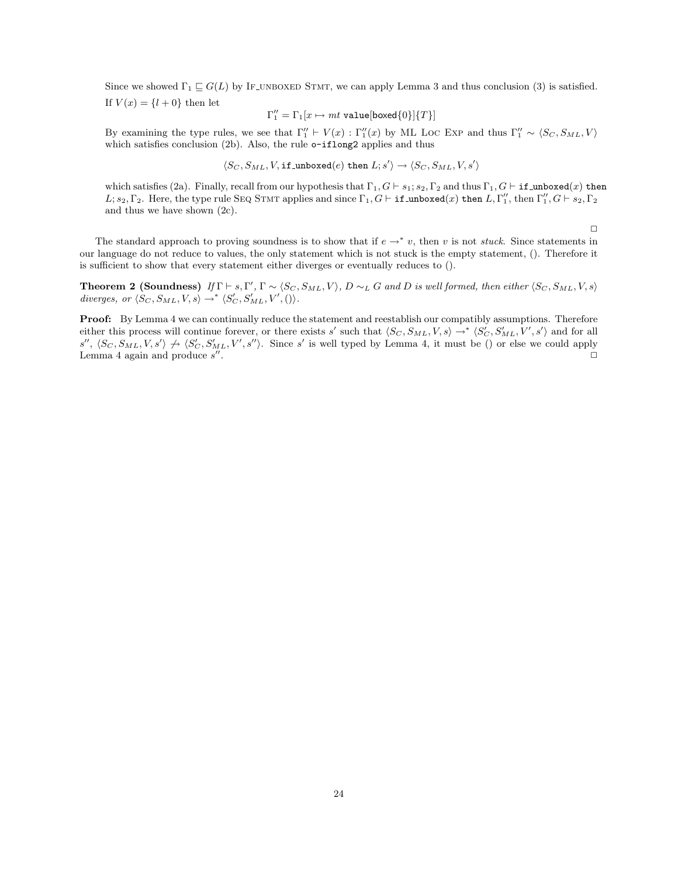Since we showed $\Gamma_1 \sqsubseteq G(L)$ by IF_UNBOXED STMT, we can apply Lemma 3 and thus conclusion (3) is satisfied.

If $V(x) = \{l + 0\}$ then let

$$\Gamma_1'' = \Gamma_1[x \mapsto mt \; \texttt{value}[\mathsf{boxed}\{0\}]\{T\}]$$

By examining the type rules, we see that $\Gamma_1'' \vdash V(x) : \Gamma_1''(x)$ by ML LOC EXP and thus $\Gamma_1'' \sim \langle S_C, S_{ML}, V\rangle$ which satisfies conclusion (2b). Also, the rule `o-iflong2` applies and thus

$$\langle S_C, S_{ML}, V, \texttt{if\_unboxed}(e) \texttt{ then } L; s'\rangle \rightarrow \langle S_C, S_{ML}, V, s'\rangle$$

which satisfies (2a). Finally, recall from our hypothesis that $\Gamma_1, G \vdash s_1; s_2, \Gamma_2$ and thus $\Gamma_1, G \vdash \texttt{if\_unboxed}(x) \texttt{ then } L; s_2, \Gamma_2$. Here, the type rule SEQ STMT applies and since $\Gamma_1, G \vdash \texttt{if\_unboxed}(x) \texttt{ then } L, \Gamma_1''$, then $\Gamma_1'', G \vdash s_2, \Gamma_2$ and thus we have shown (2c).

□

The standard approach to proving soundness is to show that if $e \rightarrow^* v$, then $v$ is not *stuck*. Since statements in our language do not reduce to values, the only statement which is not stuck is the empty statement, (). Therefore it is sufficient to show that every statement either diverges or eventually reduces to ().

**Theorem 2 (Soundness)** *If $\Gamma \vdash s, \Gamma'$, $\Gamma \sim \langle S_C, S_{ML}, V\rangle$, $D \sim_L G$ and $D$ is well formed, then either $\langle S_C, S_{ML}, V, s\rangle$ diverges, or $\langle S_C, S_{ML}, V, s\rangle \rightarrow^* \langle S_C', S_{ML}', V', ()\rangle$.*

**Proof:** By Lemma 4 we can continually reduce the statement and reestablish our compatibly assumptions. Therefore either this process will continue forever, or there exists $s'$ such that $\langle S_C, S_{ML}, V, s\rangle \rightarrow^* \langle S_C', S_{ML}', V', s'\rangle$ and for all $s''$, $\langle S_C, S_{ML}, V, s'\rangle \not\rightarrow \langle S_C', S_{ML}', V', s''\rangle$. Since $s'$ is well typed by Lemma 4, it must be () or else we could apply Lemma 4 again and produce $s''$. □